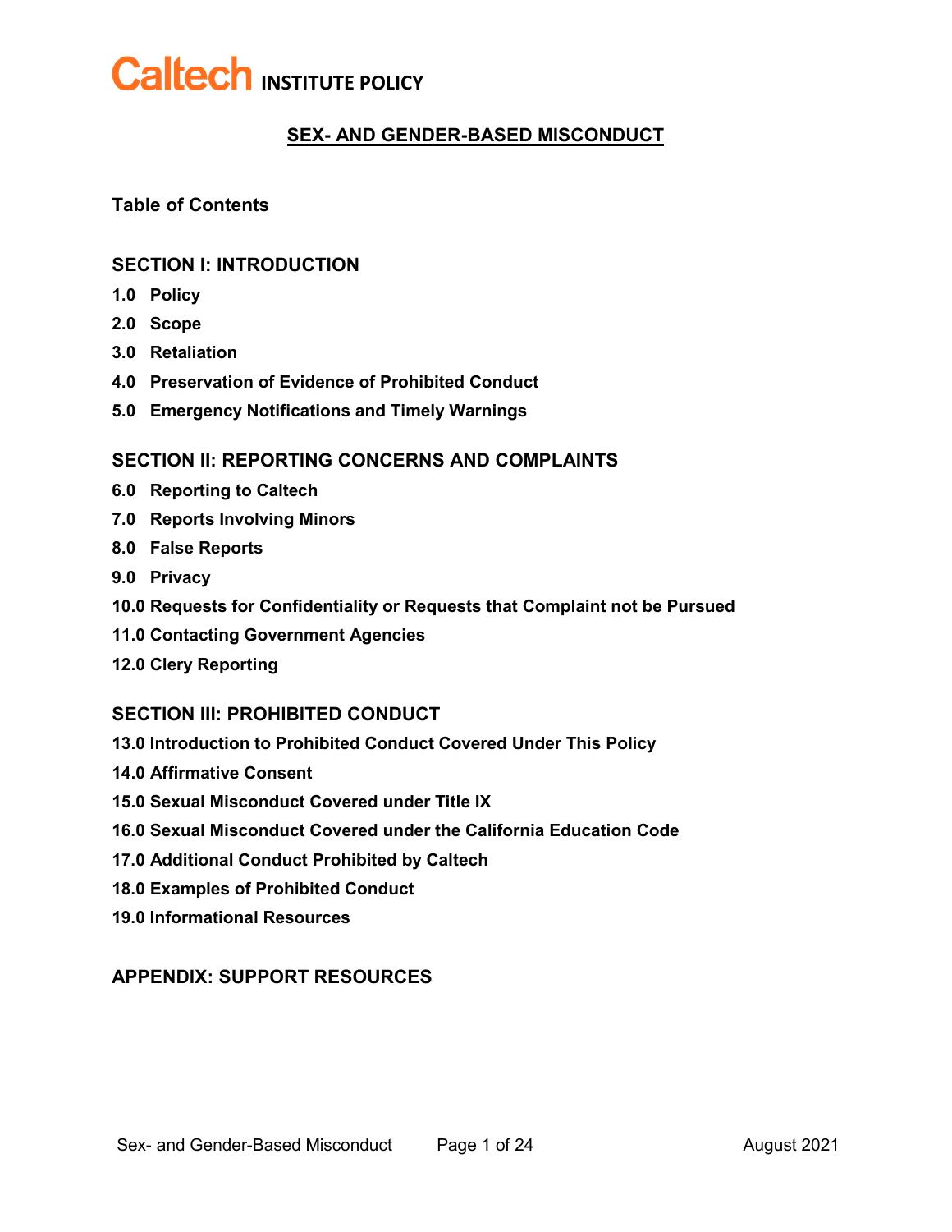# Caltech INSTITUTE POLICY

## SEX- AND GENDER-BASED MISCONDUCT

**Table of Contents**

### SECTION I: INTRODUCTION

**1.0 Policy**

**2.0 Scope**

**3.0 Retaliation**

**4.0 Preservation of Evidence of Prohibited Conduct**

**5.0 Emergency Notifications and Timely Warnings**

### SECTION II: REPORTING CONCERNS AND COMPLAINTS

**6.0 Reporting to Caltech**

**7.0 Reports Involving Minors**

**8.0 False Reports**

**9.0 Privacy**

**10.0 Requests for Confidentiality or Requests that Complaint not be Pursued**

**11.0 Contacting Government Agencies**

**12.0 Clery Reporting**

### SECTION III: PROHIBITED CONDUCT

**13.0 Introduction to Prohibited Conduct Covered Under This Policy**

**14.0 Affirmative Consent**

**15.0 Sexual Misconduct Covered under Title IX**

**16.0 Sexual Misconduct Covered under the California Education Code**

**17.0 Additional Conduct Prohibited by Caltech**

**18.0 Examples of Prohibited Conduct**

**19.0 Informational Resources**

### APPENDIX: SUPPORT RESOURCES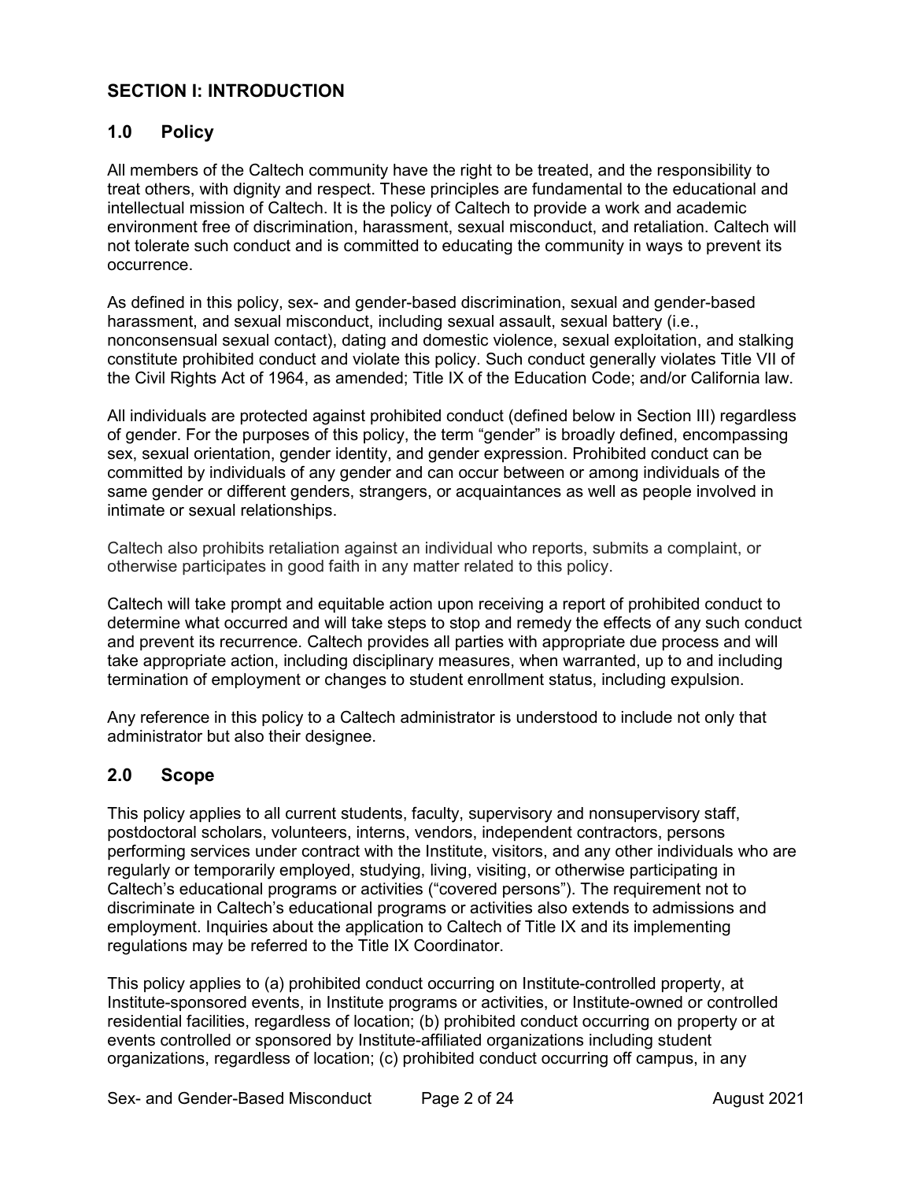## SECTION I: INTRODUCTION

### 1.0 Policy

All members of the Caltech community have the right to be treated, and the responsibility to treat others, with dignity and respect. These principles are fundamental to the educational and intellectual mission of Caltech. It is the policy of Caltech to provide a work and academic environment free of discrimination, harassment, sexual misconduct, and retaliation. Caltech will not tolerate such conduct and is committed to educating the community in ways to prevent its occurrence.

As defined in this policy, sex- and gender-based discrimination, sexual and gender-based harassment, and sexual misconduct, including sexual assault, sexual battery (i.e., nonconsensual sexual contact), dating and domestic violence, sexual exploitation, and stalking constitute prohibited conduct and violate this policy. Such conduct generally violates Title VII of the Civil Rights Act of 1964, as amended; Title IX of the Education Code; and/or California law.

All individuals are protected against prohibited conduct (defined below in Section III) regardless of gender. For the purposes of this policy, the term "gender" is broadly defined, encompassing sex, sexual orientation, gender identity, and gender expression. Prohibited conduct can be committed by individuals of any gender and can occur between or among individuals of the same gender or different genders, strangers, or acquaintances as well as people involved in intimate or sexual relationships.

Caltech also prohibits retaliation against an individual who reports, submits a complaint, or otherwise participates in good faith in any matter related to this policy.

Caltech will take prompt and equitable action upon receiving a report of prohibited conduct to determine what occurred and will take steps to stop and remedy the effects of any such conduct and prevent its recurrence. Caltech provides all parties with appropriate due process and will take appropriate action, including disciplinary measures, when warranted, up to and including termination of employment or changes to student enrollment status, including expulsion.

Any reference in this policy to a Caltech administrator is understood to include not only that administrator but also their designee.

### 2.0 Scope

This policy applies to all current students, faculty, supervisory and nonsupervisory staff, postdoctoral scholars, volunteers, interns, vendors, independent contractors, persons performing services under contract with the Institute, visitors, and any other individuals who are regularly or temporarily employed, studying, living, visiting, or otherwise participating in Caltech's educational programs or activities ("covered persons"). The requirement not to discriminate in Caltech's educational programs or activities also extends to admissions and employment. Inquiries about the application to Caltech of Title IX and its implementing regulations may be referred to the Title IX Coordinator.

This policy applies to (a) prohibited conduct occurring on Institute-controlled property, at Institute-sponsored events, in Institute programs or activities, or Institute-owned or controlled residential facilities, regardless of location; (b) prohibited conduct occurring on property or at events controlled or sponsored by Institute-affiliated organizations including student organizations, regardless of location; (c) prohibited conduct occurring off campus, in any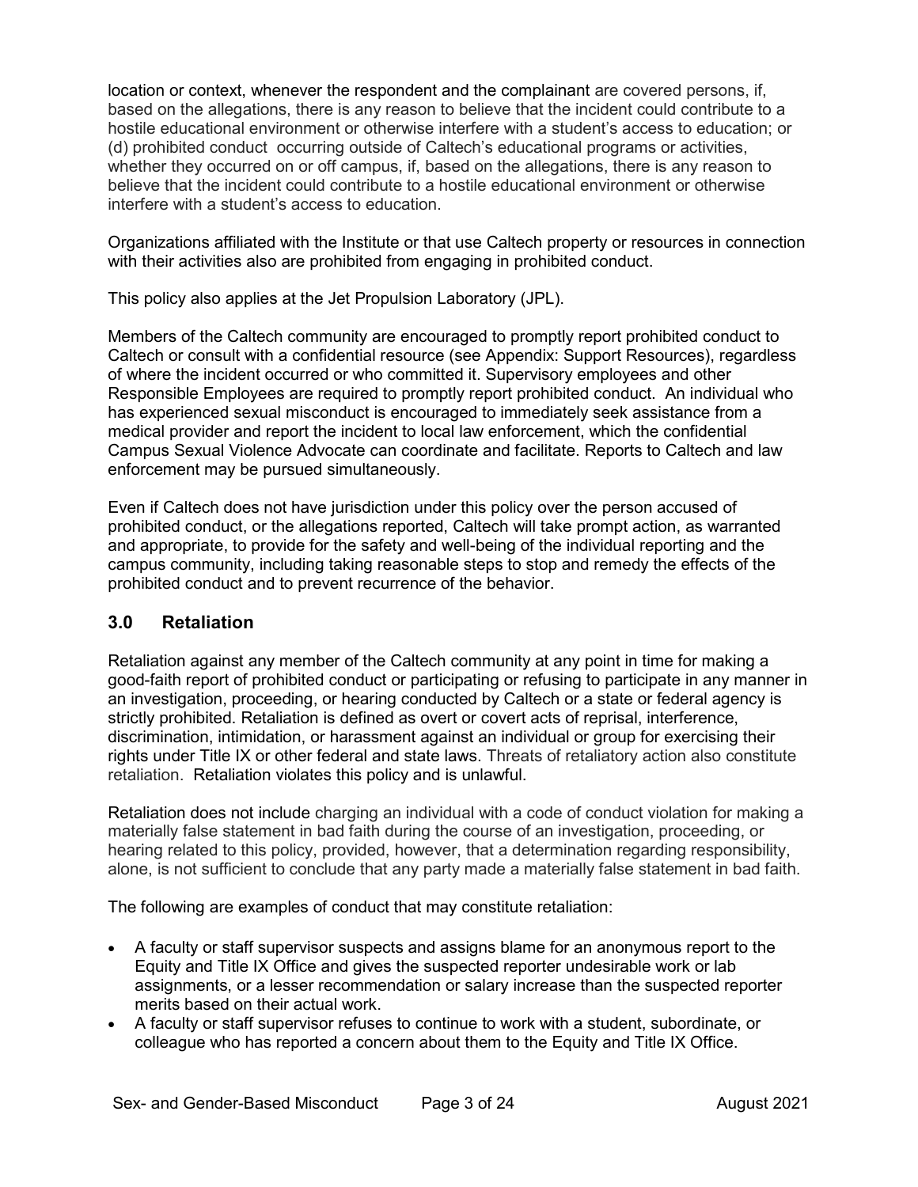location or context, whenever the respondent and the complainant are covered persons, if, based on the allegations, there is any reason to believe that the incident could contribute to a hostile educational environment or otherwise interfere with a student's access to education; or (d) prohibited conduct occurring outside of Caltech's educational programs or activities, whether they occurred on or off campus, if, based on the allegations, there is any reason to believe that the incident could contribute to a hostile educational environment or otherwise interfere with a student's access to education.

Organizations affiliated with the Institute or that use Caltech property or resources in connection with their activities also are prohibited from engaging in prohibited conduct.

This policy also applies at the Jet Propulsion Laboratory (JPL).

Members of the Caltech community are encouraged to promptly report prohibited conduct to Caltech or consult with a confidential resource (see Appendix: Support Resources), regardless of where the incident occurred or who committed it. Supervisory employees and other Responsible Employees are required to promptly report prohibited conduct. An individual who has experienced sexual misconduct is encouraged to immediately seek assistance from a medical provider and report the incident to local law enforcement, which the confidential Campus Sexual Violence Advocate can coordinate and facilitate. Reports to Caltech and law enforcement may be pursued simultaneously.

Even if Caltech does not have jurisdiction under this policy over the person accused of prohibited conduct, or the allegations reported, Caltech will take prompt action, as warranted and appropriate, to provide for the safety and well-being of the individual reporting and the campus community, including taking reasonable steps to stop and remedy the effects of the prohibited conduct and to prevent recurrence of the behavior.

## 3.0 Retaliation

Retaliation against any member of the Caltech community at any point in time for making a good-faith report of prohibited conduct or participating or refusing to participate in any manner in an investigation, proceeding, or hearing conducted by Caltech or a state or federal agency is strictly prohibited. Retaliation is defined as overt or covert acts of reprisal, interference, discrimination, intimidation, or harassment against an individual or group for exercising their rights under Title IX or other federal and state laws. Threats of retaliatory action also constitute retaliation. Retaliation violates this policy and is unlawful.

Retaliation does not include charging an individual with a code of conduct violation for making a materially false statement in bad faith during the course of an investigation, proceeding, or hearing related to this policy, provided, however, that a determination regarding responsibility, alone, is not sufficient to conclude that any party made a materially false statement in bad faith.

The following are examples of conduct that may constitute retaliation:

- A faculty or staff supervisor suspects and assigns blame for an anonymous report to the Equity and Title IX Office and gives the suspected reporter undesirable work or lab assignments, or a lesser recommendation or salary increase than the suspected reporter merits based on their actual work.
- A faculty or staff supervisor refuses to continue to work with a student, subordinate, or colleague who has reported a concern about them to the Equity and Title IX Office.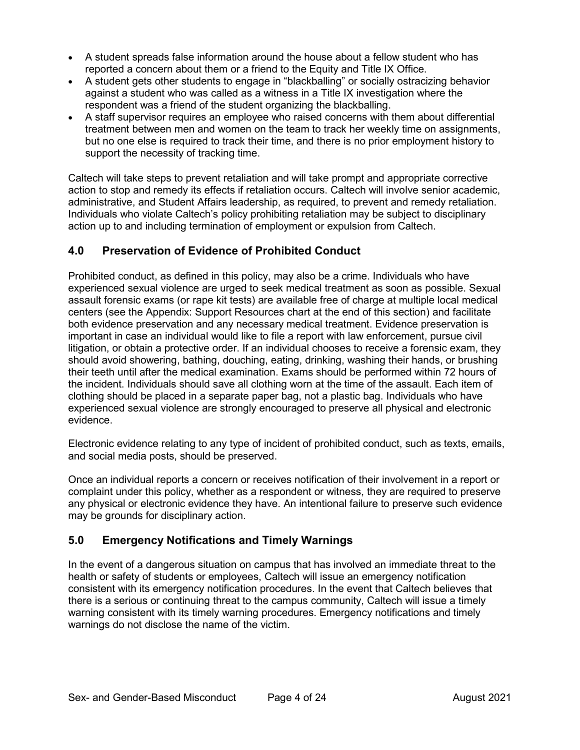- A student spreads false information around the house about a fellow student who has reported a concern about them or a friend to the Equity and Title IX Office.
- A student gets other students to engage in "blackballing" or socially ostracizing behavior against a student who was called as a witness in a Title IX investigation where the respondent was a friend of the student organizing the blackballing.
- A staff supervisor requires an employee who raised concerns with them about differential treatment between men and women on the team to track her weekly time on assignments, but no one else is required to track their time, and there is no prior employment history to support the necessity of tracking time.

Caltech will take steps to prevent retaliation and will take prompt and appropriate corrective action to stop and remedy its effects if retaliation occurs. Caltech will involve senior academic, administrative, and Student Affairs leadership, as required, to prevent and remedy retaliation. Individuals who violate Caltech's policy prohibiting retaliation may be subject to disciplinary action up to and including termination of employment or expulsion from Caltech.

## 4.0 Preservation of Evidence of Prohibited Conduct

Prohibited conduct, as defined in this policy, may also be a crime. Individuals who have experienced sexual violence are urged to seek medical treatment as soon as possible. Sexual assault forensic exams (or rape kit tests) are available free of charge at multiple local medical centers (see the Appendix: Support Resources chart at the end of this section) and facilitate both evidence preservation and any necessary medical treatment. Evidence preservation is important in case an individual would like to file a report with law enforcement, pursue civil litigation, or obtain a protective order. If an individual chooses to receive a forensic exam, they should avoid showering, bathing, douching, eating, drinking, washing their hands, or brushing their teeth until after the medical examination. Exams should be performed within 72 hours of the incident. Individuals should save all clothing worn at the time of the assault. Each item of clothing should be placed in a separate paper bag, not a plastic bag. Individuals who have experienced sexual violence are strongly encouraged to preserve all physical and electronic evidence.

Electronic evidence relating to any type of incident of prohibited conduct, such as texts, emails, and social media posts, should be preserved.

Once an individual reports a concern or receives notification of their involvement in a report or complaint under this policy, whether as a respondent or witness, they are required to preserve any physical or electronic evidence they have. An intentional failure to preserve such evidence may be grounds for disciplinary action.

## 5.0 Emergency Notifications and Timely Warnings

In the event of a dangerous situation on campus that has involved an immediate threat to the health or safety of students or employees, Caltech will issue an emergency notification consistent with its emergency notification procedures. In the event that Caltech believes that there is a serious or continuing threat to the campus community, Caltech will issue a timely warning consistent with its timely warning procedures. Emergency notifications and timely warnings do not disclose the name of the victim.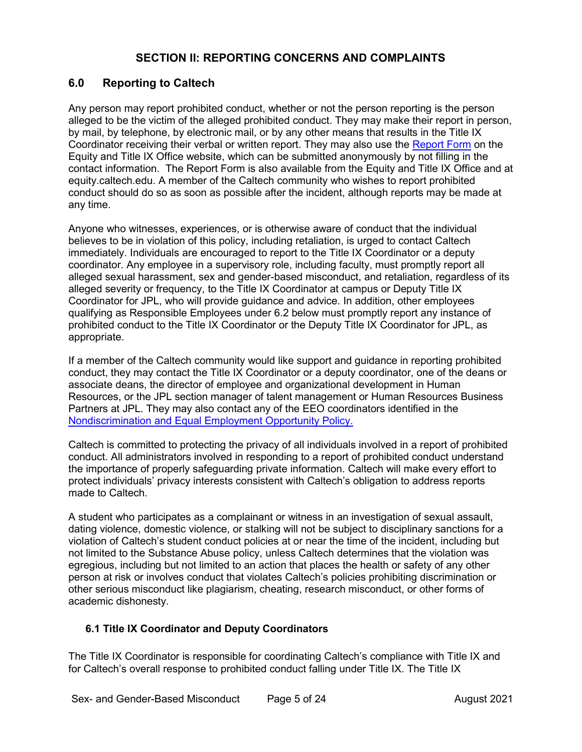## SECTION II: REPORTING CONCERNS AND COMPLAINTS

## 6.0 Reporting to Caltech

Any person may report prohibited conduct, whether or not the person reporting is the person alleged to be the victim of the alleged prohibited conduct. They may make their report in person, by mail, by telephone, by electronic mail, or by any other means that results in the Title IX Coordinator receiving their verbal or written report. They may also use the Report Form on the Equity and Title IX Office website, which can be submitted anonymously by not filling in the contact information. The Report Form is also available from the Equity and Title IX Office and at equity.caltech.edu. A member of the Caltech community who wishes to report prohibited conduct should do so as soon as possible after the incident, although reports may be made at any time.

Anyone who witnesses, experiences, or is otherwise aware of conduct that the individual believes to be in violation of this policy, including retaliation, is urged to contact Caltech immediately. Individuals are encouraged to report to the Title IX Coordinator or a deputy coordinator. Any employee in a supervisory role, including faculty, must promptly report all alleged sexual harassment, sex and gender-based misconduct, and retaliation, regardless of its alleged severity or frequency, to the Title IX Coordinator at campus or Deputy Title IX Coordinator for JPL, who will provide guidance and advice. In addition, other employees qualifying as Responsible Employees under 6.2 below must promptly report any instance of prohibited conduct to the Title IX Coordinator or the Deputy Title IX Coordinator for JPL, as appropriate.

If a member of the Caltech community would like support and guidance in reporting prohibited conduct, they may contact the Title IX Coordinator or a deputy coordinator, one of the deans or associate deans, the director of employee and organizational development in Human Resources, or the JPL section manager of talent management or Human Resources Business Partners at JPL. They may also contact any of the EEO coordinators identified in the Nondiscrimination and Equal Employment Opportunity Policy.

Caltech is committed to protecting the privacy of all individuals involved in a report of prohibited conduct. All administrators involved in responding to a report of prohibited conduct understand the importance of properly safeguarding private information. Caltech will make every effort to protect individuals' privacy interests consistent with Caltech's obligation to address reports made to Caltech.

A student who participates as a complainant or witness in an investigation of sexual assault, dating violence, domestic violence, or stalking will not be subject to disciplinary sanctions for a violation of Caltech's student conduct policies at or near the time of the incident, including but not limited to the Substance Abuse policy, unless Caltech determines that the violation was egregious, including but not limited to an action that places the health or safety of any other person at risk or involves conduct that violates Caltech's policies prohibiting discrimination or other serious misconduct like plagiarism, cheating, research misconduct, or other forms of academic dishonesty.

### 6.1 Title IX Coordinator and Deputy Coordinators

The Title IX Coordinator is responsible for coordinating Caltech's compliance with Title IX and for Caltech's overall response to prohibited conduct falling under Title IX. The Title IX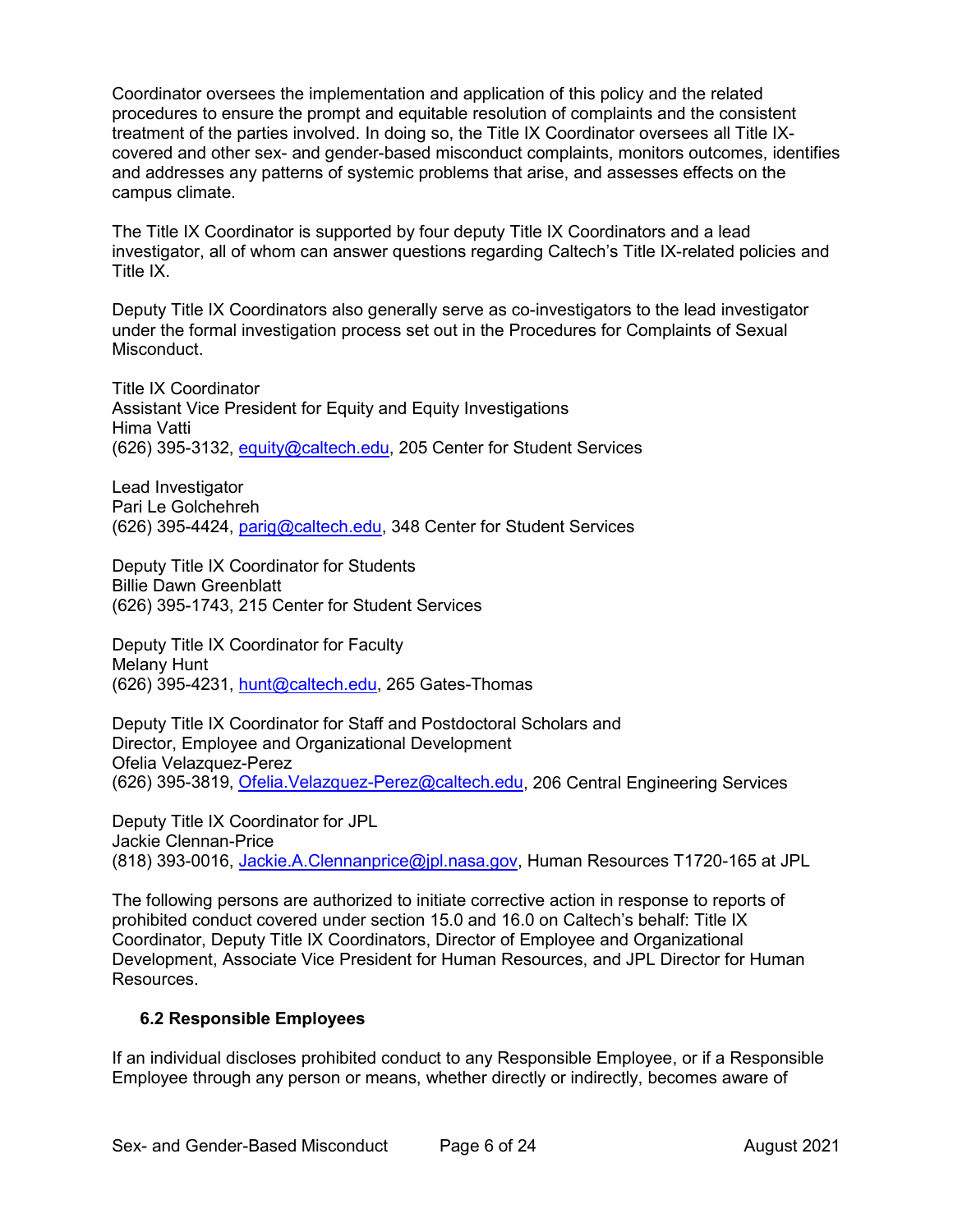Coordinator oversees the implementation and application of this policy and the related procedures to ensure the prompt and equitable resolution of complaints and the consistent treatment of the parties involved. In doing so, the Title IX Coordinator oversees all Title IX-covered and other sex- and gender-based misconduct complaints, monitors outcomes, identifies and addresses any patterns of systemic problems that arise, and assesses effects on the campus climate.

The Title IX Coordinator is supported by four deputy Title IX Coordinators and a lead investigator, all of whom can answer questions regarding Caltech's Title IX-related policies and Title IX.

Deputy Title IX Coordinators also generally serve as co-investigators to the lead investigator under the formal investigation process set out in the Procedures for Complaints of Sexual Misconduct.

Title IX Coordinator
Assistant Vice President for Equity and Equity Investigations
Hima Vatti
(626) 395-3132, equity@caltech.edu, 205 Center for Student Services

Lead Investigator
Pari Le Golchehreh
(626) 395-4424, parig@caltech.edu, 348 Center for Student Services

Deputy Title IX Coordinator for Students
Billie Dawn Greenblatt
(626) 395-1743, 215 Center for Student Services

Deputy Title IX Coordinator for Faculty
Melany Hunt
(626) 395-4231, hunt@caltech.edu, 265 Gates-Thomas

Deputy Title IX Coordinator for Staff and Postdoctoral Scholars and
Director, Employee and Organizational Development
Ofelia Velazquez-Perez
(626) 395-3819, Ofelia.Velazquez-Perez@caltech.edu, 206 Central Engineering Services

Deputy Title IX Coordinator for JPL
Jackie Clennan-Price
(818) 393-0016, Jackie.A.Clennanprice@jpl.nasa.gov, Human Resources T1720-165 at JPL

The following persons are authorized to initiate corrective action in response to reports of prohibited conduct covered under section 15.0 and 16.0 on Caltech's behalf: Title IX Coordinator, Deputy Title IX Coordinators, Director of Employee and Organizational Development, Associate Vice President for Human Resources, and JPL Director for Human Resources.

### 6.2 Responsible Employees

If an individual discloses prohibited conduct to any Responsible Employee, or if a Responsible Employee through any person or means, whether directly or indirectly, becomes aware of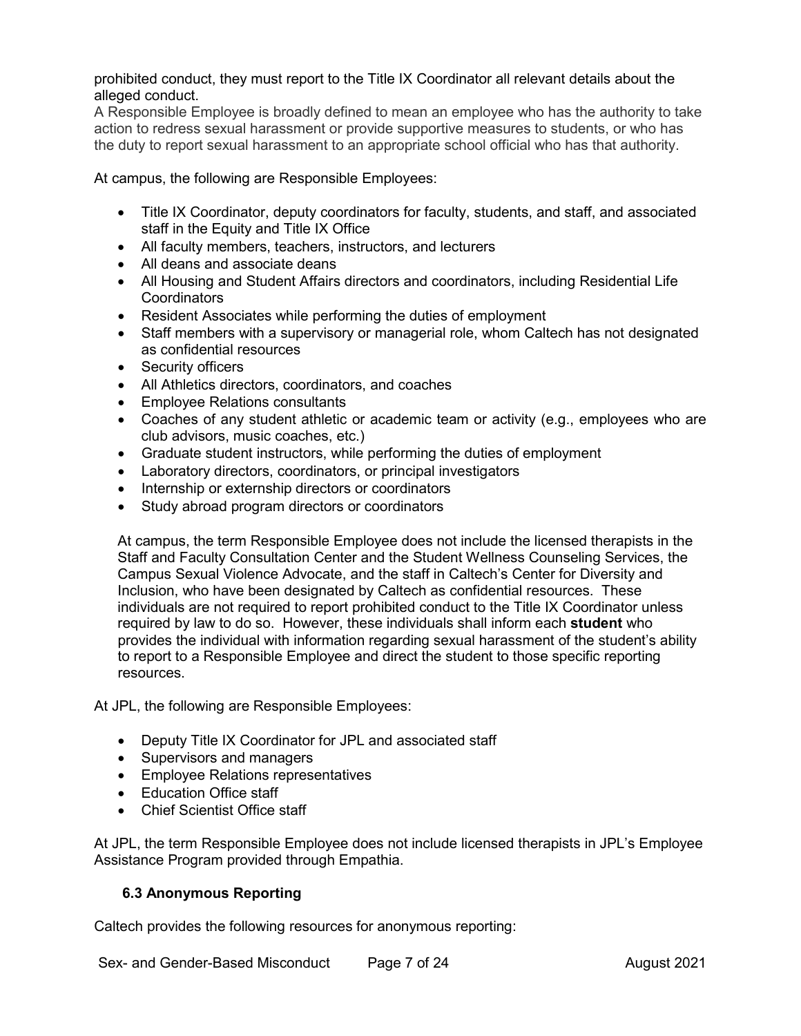prohibited conduct, they must report to the Title IX Coordinator all relevant details about the alleged conduct.

A Responsible Employee is broadly defined to mean an employee who has the authority to take action to redress sexual harassment or provide supportive measures to students, or who has the duty to report sexual harassment to an appropriate school official who has that authority.

At campus, the following are Responsible Employees:

- Title IX Coordinator, deputy coordinators for faculty, students, and staff, and associated staff in the Equity and Title IX Office
- All faculty members, teachers, instructors, and lecturers
- All deans and associate deans
- All Housing and Student Affairs directors and coordinators, including Residential Life Coordinators
- Resident Associates while performing the duties of employment
- Staff members with a supervisory or managerial role, whom Caltech has not designated as confidential resources
- Security officers
- All Athletics directors, coordinators, and coaches
- Employee Relations consultants
- Coaches of any student athletic or academic team or activity (e.g., employees who are club advisors, music coaches, etc.)
- Graduate student instructors, while performing the duties of employment
- Laboratory directors, coordinators, or principal investigators
- Internship or externship directors or coordinators
- Study abroad program directors or coordinators

At campus, the term Responsible Employee does not include the licensed therapists in the Staff and Faculty Consultation Center and the Student Wellness Counseling Services, the Campus Sexual Violence Advocate, and the staff in Caltech's Center for Diversity and Inclusion, who have been designated by Caltech as confidential resources. These individuals are not required to report prohibited conduct to the Title IX Coordinator unless required by law to do so. However, these individuals shall inform each **student** who provides the individual with information regarding sexual harassment of the student's ability to report to a Responsible Employee and direct the student to those specific reporting resources.

At JPL, the following are Responsible Employees:

- Deputy Title IX Coordinator for JPL and associated staff
- Supervisors and managers
- Employee Relations representatives
- Education Office staff
- Chief Scientist Office staff

At JPL, the term Responsible Employee does not include licensed therapists in JPL's Employee Assistance Program provided through Empathia.

### 6.3 Anonymous Reporting

Caltech provides the following resources for anonymous reporting: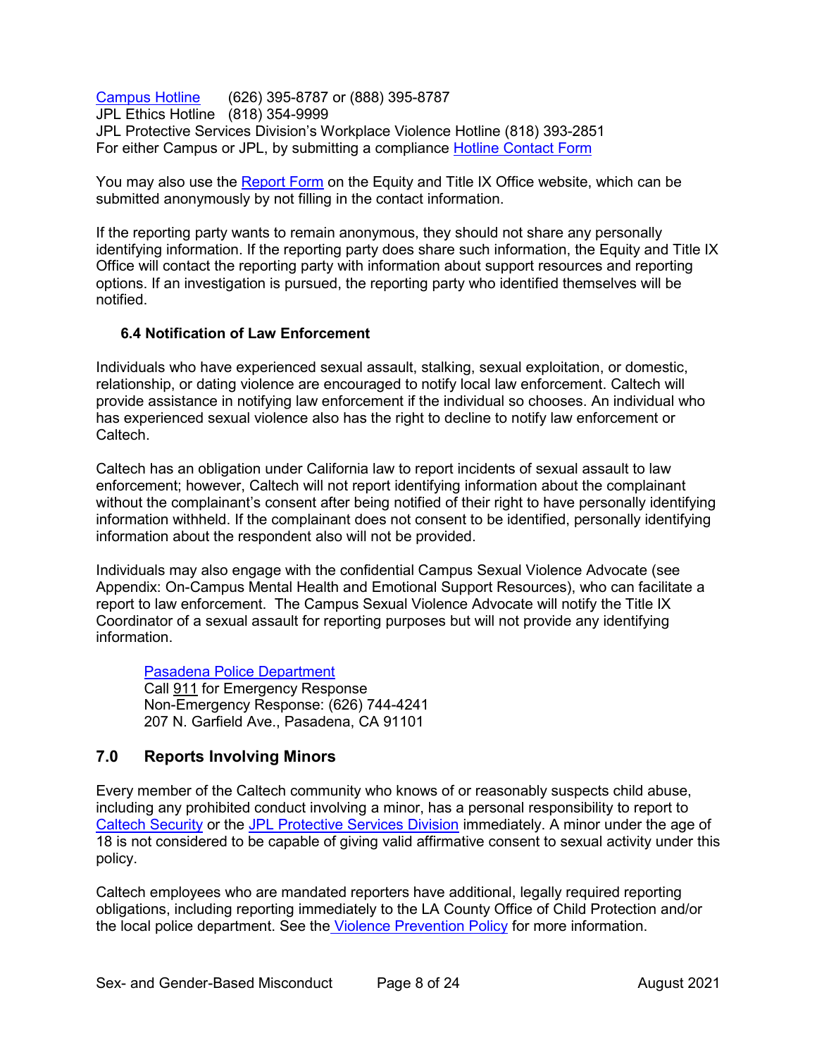Campus Hotline (626) 395-8787 or (888) 395-8787
JPL Ethics Hotline (818) 354-9999
JPL Protective Services Division's Workplace Violence Hotline (818) 393-2851
For either Campus or JPL, by submitting a compliance Hotline Contact Form

You may also use the Report Form on the Equity and Title IX Office website, which can be submitted anonymously by not filling in the contact information.

If the reporting party wants to remain anonymous, they should not share any personally identifying information. If the reporting party does share such information, the Equity and Title IX Office will contact the reporting party with information about support resources and reporting options. If an investigation is pursued, the reporting party who identified themselves will be notified.

### 6.4 Notification of Law Enforcement

Individuals who have experienced sexual assault, stalking, sexual exploitation, or domestic, relationship, or dating violence are encouraged to notify local law enforcement. Caltech will provide assistance in notifying law enforcement if the individual so chooses. An individual who has experienced sexual violence also has the right to decline to notify law enforcement or Caltech.

Caltech has an obligation under California law to report incidents of sexual assault to law enforcement; however, Caltech will not report identifying information about the complainant without the complainant's consent after being notified of their right to have personally identifying information withheld. If the complainant does not consent to be identified, personally identifying information about the respondent also will not be provided.

Individuals may also engage with the confidential Campus Sexual Violence Advocate (see Appendix: On-Campus Mental Health and Emotional Support Resources), who can facilitate a report to law enforcement. The Campus Sexual Violence Advocate will notify the Title IX Coordinator of a sexual assault for reporting purposes but will not provide any identifying information.

> Pasadena Police Department
> Call 911 for Emergency Response
> Non-Emergency Response: (626) 744-4241
> 207 N. Garfield Ave., Pasadena, CA 91101

## 7.0 Reports Involving Minors

Every member of the Caltech community who knows of or reasonably suspects child abuse, including any prohibited conduct involving a minor, has a personal responsibility to report to Caltech Security or the JPL Protective Services Division immediately. A minor under the age of 18 is not considered to be capable of giving valid affirmative consent to sexual activity under this policy.

Caltech employees who are mandated reporters have additional, legally required reporting obligations, including reporting immediately to the LA County Office of Child Protection and/or the local police department. See the Violence Prevention Policy for more information.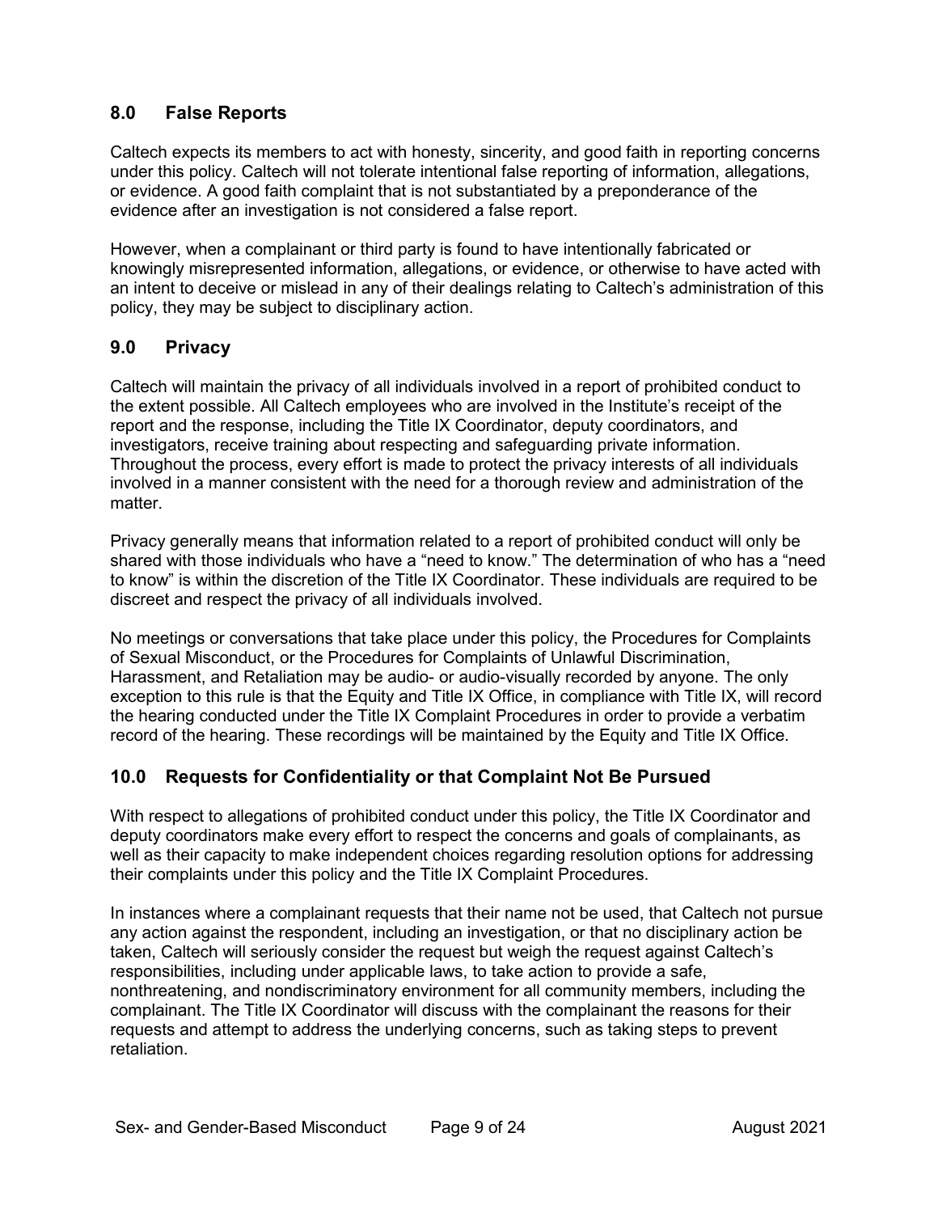## 8.0 False Reports

Caltech expects its members to act with honesty, sincerity, and good faith in reporting concerns under this policy. Caltech will not tolerate intentional false reporting of information, allegations, or evidence. A good faith complaint that is not substantiated by a preponderance of the evidence after an investigation is not considered a false report.

However, when a complainant or third party is found to have intentionally fabricated or knowingly misrepresented information, allegations, or evidence, or otherwise to have acted with an intent to deceive or mislead in any of their dealings relating to Caltech's administration of this policy, they may be subject to disciplinary action.

## 9.0 Privacy

Caltech will maintain the privacy of all individuals involved in a report of prohibited conduct to the extent possible. All Caltech employees who are involved in the Institute's receipt of the report and the response, including the Title IX Coordinator, deputy coordinators, and investigators, receive training about respecting and safeguarding private information. Throughout the process, every effort is made to protect the privacy interests of all individuals involved in a manner consistent with the need for a thorough review and administration of the matter.

Privacy generally means that information related to a report of prohibited conduct will only be shared with those individuals who have a "need to know." The determination of who has a "need to know" is within the discretion of the Title IX Coordinator. These individuals are required to be discreet and respect the privacy of all individuals involved.

No meetings or conversations that take place under this policy, the Procedures for Complaints of Sexual Misconduct, or the Procedures for Complaints of Unlawful Discrimination, Harassment, and Retaliation may be audio- or audio-visually recorded by anyone. The only exception to this rule is that the Equity and Title IX Office, in compliance with Title IX, will record the hearing conducted under the Title IX Complaint Procedures in order to provide a verbatim record of the hearing. These recordings will be maintained by the Equity and Title IX Office.

## 10.0 Requests for Confidentiality or that Complaint Not Be Pursued

With respect to allegations of prohibited conduct under this policy, the Title IX Coordinator and deputy coordinators make every effort to respect the concerns and goals of complainants, as well as their capacity to make independent choices regarding resolution options for addressing their complaints under this policy and the Title IX Complaint Procedures.

In instances where a complainant requests that their name not be used, that Caltech not pursue any action against the respondent, including an investigation, or that no disciplinary action be taken, Caltech will seriously consider the request but weigh the request against Caltech's responsibilities, including under applicable laws, to take action to provide a safe, nonthreatening, and nondiscriminatory environment for all community members, including the complainant. The Title IX Coordinator will discuss with the complainant the reasons for their requests and attempt to address the underlying concerns, such as taking steps to prevent retaliation.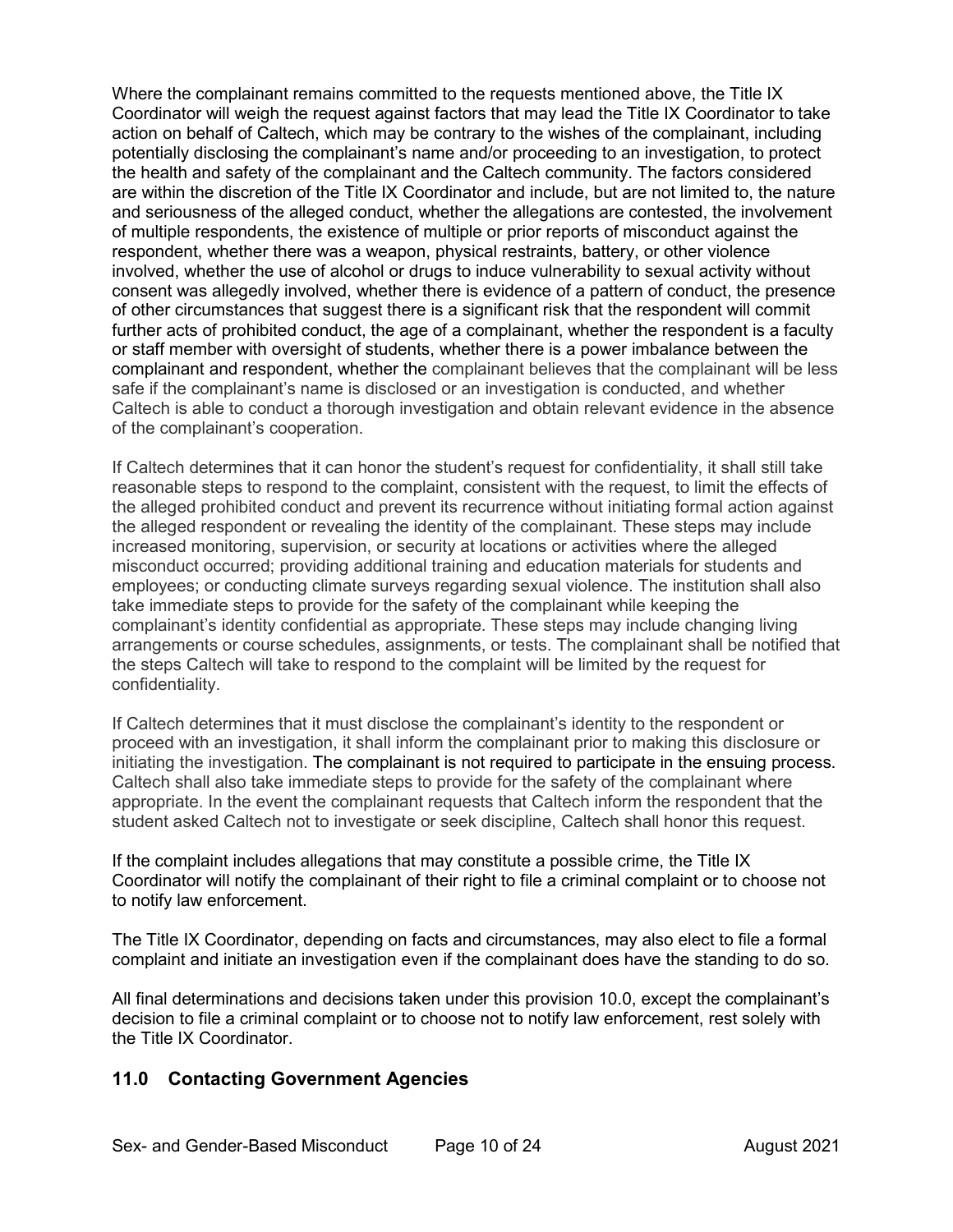Where the complainant remains committed to the requests mentioned above, the Title IX Coordinator will weigh the request against factors that may lead the Title IX Coordinator to take action on behalf of Caltech, which may be contrary to the wishes of the complainant, including potentially disclosing the complainant's name and/or proceeding to an investigation, to protect the health and safety of the complainant and the Caltech community. The factors considered are within the discretion of the Title IX Coordinator and include, but are not limited to, the nature and seriousness of the alleged conduct, whether the allegations are contested, the involvement of multiple respondents, the existence of multiple or prior reports of misconduct against the respondent, whether there was a weapon, physical restraints, battery, or other violence involved, whether the use of alcohol or drugs to induce vulnerability to sexual activity without consent was allegedly involved, whether there is evidence of a pattern of conduct, the presence of other circumstances that suggest there is a significant risk that the respondent will commit further acts of prohibited conduct, the age of a complainant, whether the respondent is a faculty or staff member with oversight of students, whether there is a power imbalance between the complainant and respondent, whether the complainant believes that the complainant will be less safe if the complainant's name is disclosed or an investigation is conducted, and whether Caltech is able to conduct a thorough investigation and obtain relevant evidence in the absence of the complainant's cooperation.

If Caltech determines that it can honor the student's request for confidentiality, it shall still take reasonable steps to respond to the complaint, consistent with the request, to limit the effects of the alleged prohibited conduct and prevent its recurrence without initiating formal action against the alleged respondent or revealing the identity of the complainant. These steps may include increased monitoring, supervision, or security at locations or activities where the alleged misconduct occurred; providing additional training and education materials for students and employees; or conducting climate surveys regarding sexual violence. The institution shall also take immediate steps to provide for the safety of the complainant while keeping the complainant's identity confidential as appropriate. These steps may include changing living arrangements or course schedules, assignments, or tests. The complainant shall be notified that the steps Caltech will take to respond to the complaint will be limited by the request for confidentiality.

If Caltech determines that it must disclose the complainant's identity to the respondent or proceed with an investigation, it shall inform the complainant prior to making this disclosure or initiating the investigation. The complainant is not required to participate in the ensuing process. Caltech shall also take immediate steps to provide for the safety of the complainant where appropriate. In the event the complainant requests that Caltech inform the respondent that the student asked Caltech not to investigate or seek discipline, Caltech shall honor this request.

If the complaint includes allegations that may constitute a possible crime, the Title IX Coordinator will notify the complainant of their right to file a criminal complaint or to choose not to notify law enforcement.

The Title IX Coordinator, depending on facts and circumstances, may also elect to file a formal complaint and initiate an investigation even if the complainant does have the standing to do so.

All final determinations and decisions taken under this provision 10.0, except the complainant's decision to file a criminal complaint or to choose not to notify law enforcement, rest solely with the Title IX Coordinator.

## 11.0 Contacting Government Agencies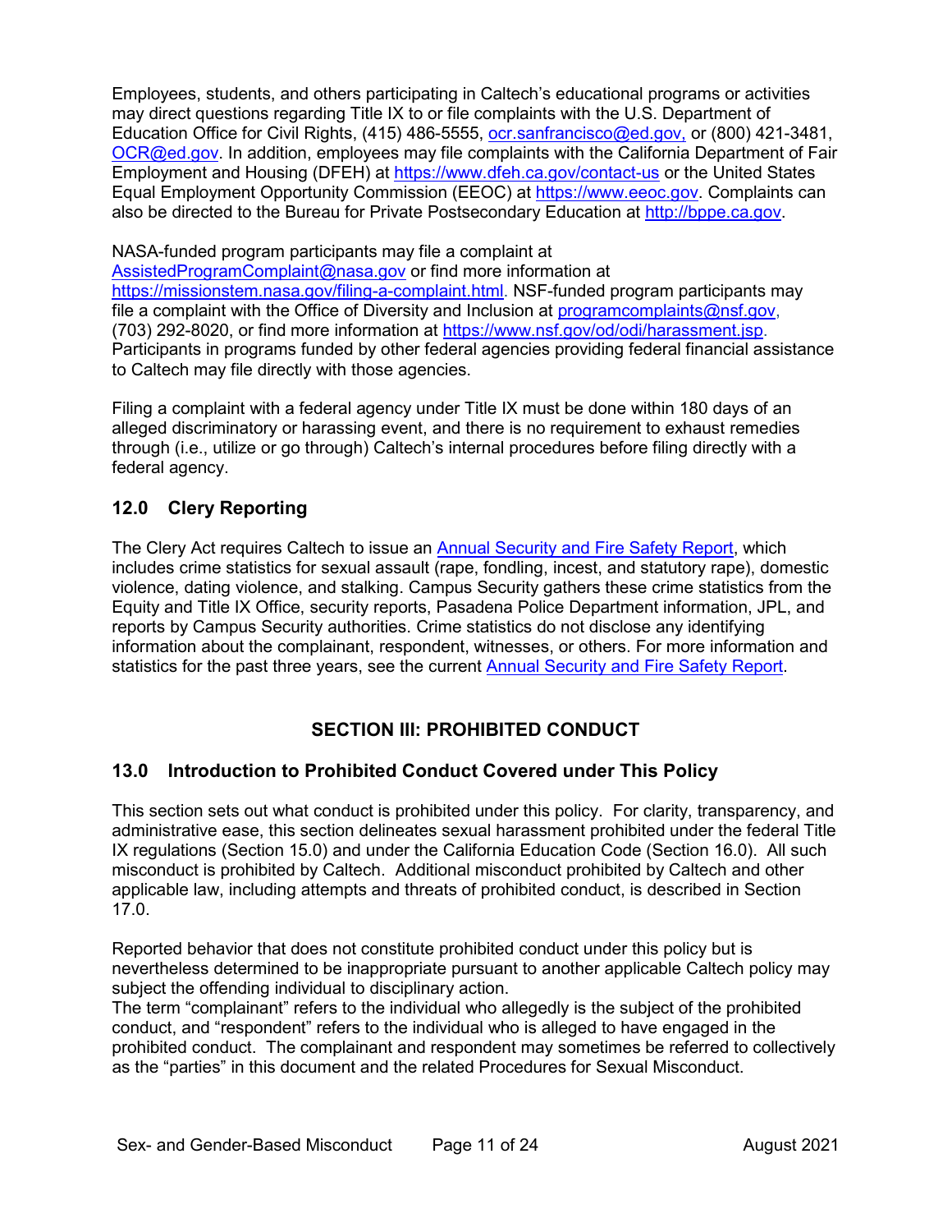Employees, students, and others participating in Caltech's educational programs or activities may direct questions regarding Title IX to or file complaints with the U.S. Department of Education Office for Civil Rights, (415) 486-5555, ocr.sanfrancisco@ed.gov, or (800) 421-3481, OCR@ed.gov. In addition, employees may file complaints with the California Department of Fair Employment and Housing (DFEH) at https://www.dfeh.ca.gov/contact-us or the United States Equal Employment Opportunity Commission (EEOC) at https://www.eeoc.gov. Complaints can also be directed to the Bureau for Private Postsecondary Education at http://bppe.ca.gov.

NASA-funded program participants may file a complaint at AssistedProgramComplaint@nasa.gov or find more information at https://missionstem.nasa.gov/filing-a-complaint.html. NSF-funded program participants may file a complaint with the Office of Diversity and Inclusion at programcomplaints@nsf.gov, (703) 292-8020, or find more information at https://www.nsf.gov/od/odi/harassment.jsp. Participants in programs funded by other federal agencies providing federal financial assistance to Caltech may file directly with those agencies.

Filing a complaint with a federal agency under Title IX must be done within 180 days of an alleged discriminatory or harassing event, and there is no requirement to exhaust remedies through (i.e., utilize or go through) Caltech's internal procedures before filing directly with a federal agency.

## 12.0 Clery Reporting

The Clery Act requires Caltech to issue an Annual Security and Fire Safety Report, which includes crime statistics for sexual assault (rape, fondling, incest, and statutory rape), domestic violence, dating violence, and stalking. Campus Security gathers these crime statistics from the Equity and Title IX Office, security reports, Pasadena Police Department information, JPL, and reports by Campus Security authorities. Crime statistics do not disclose any identifying information about the complainant, respondent, witnesses, or others. For more information and statistics for the past three years, see the current Annual Security and Fire Safety Report.

# SECTION III: PROHIBITED CONDUCT

## 13.0 Introduction to Prohibited Conduct Covered under This Policy

This section sets out what conduct is prohibited under this policy. For clarity, transparency, and administrative ease, this section delineates sexual harassment prohibited under the federal Title IX regulations (Section 15.0) and under the California Education Code (Section 16.0). All such misconduct is prohibited by Caltech. Additional misconduct prohibited by Caltech and other applicable law, including attempts and threats of prohibited conduct, is described in Section 17.0.

Reported behavior that does not constitute prohibited conduct under this policy but is nevertheless determined to be inappropriate pursuant to another applicable Caltech policy may subject the offending individual to disciplinary action.
The term "complainant" refers to the individual who allegedly is the subject of the prohibited conduct, and "respondent" refers to the individual who is alleged to have engaged in the prohibited conduct. The complainant and respondent may sometimes be referred to collectively as the "parties" in this document and the related Procedures for Sexual Misconduct.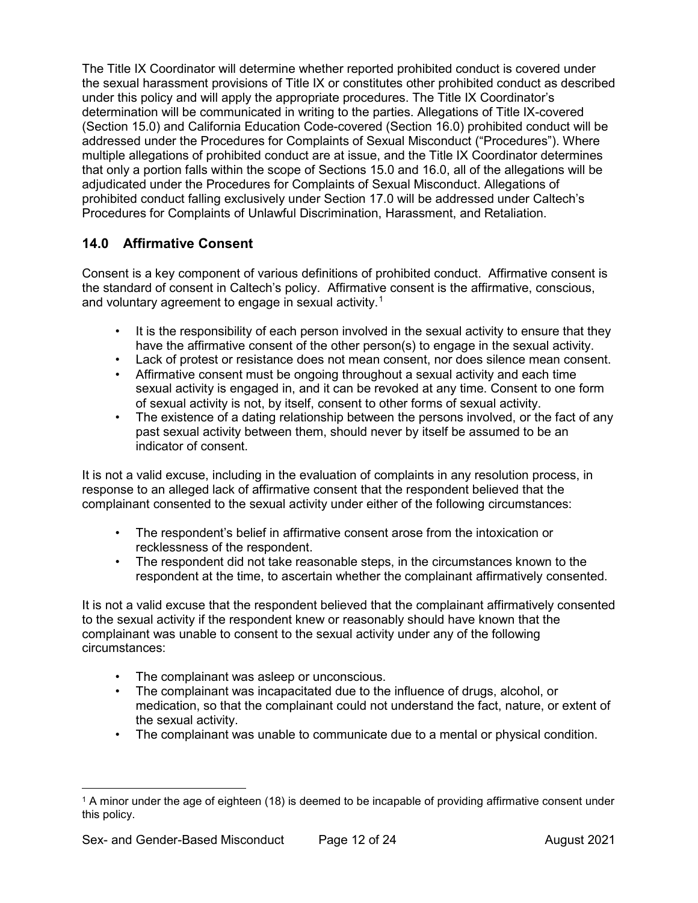The Title IX Coordinator will determine whether reported prohibited conduct is covered under the sexual harassment provisions of Title IX or constitutes other prohibited conduct as described under this policy and will apply the appropriate procedures. The Title IX Coordinator's determination will be communicated in writing to the parties. Allegations of Title IX-covered (Section 15.0) and California Education Code-covered (Section 16.0) prohibited conduct will be addressed under the Procedures for Complaints of Sexual Misconduct ("Procedures"). Where multiple allegations of prohibited conduct are at issue, and the Title IX Coordinator determines that only a portion falls within the scope of Sections 15.0 and 16.0, all of the allegations will be adjudicated under the Procedures for Complaints of Sexual Misconduct. Allegations of prohibited conduct falling exclusively under Section 17.0 will be addressed under Caltech's Procedures for Complaints of Unlawful Discrimination, Harassment, and Retaliation.

## 14.0 Affirmative Consent

Consent is a key component of various definitions of prohibited conduct. Affirmative consent is the standard of consent in Caltech's policy. Affirmative consent is the affirmative, conscious, and voluntary agreement to engage in sexual activity.[1]

- It is the responsibility of each person involved in the sexual activity to ensure that they have the affirmative consent of the other person(s) to engage in the sexual activity.
- Lack of protest or resistance does not mean consent, nor does silence mean consent.
- Affirmative consent must be ongoing throughout a sexual activity and each time sexual activity is engaged in, and it can be revoked at any time. Consent to one form of sexual activity is not, by itself, consent to other forms of sexual activity.
- The existence of a dating relationship between the persons involved, or the fact of any past sexual activity between them, should never by itself be assumed to be an indicator of consent.

It is not a valid excuse, including in the evaluation of complaints in any resolution process, in response to an alleged lack of affirmative consent that the respondent believed that the complainant consented to the sexual activity under either of the following circumstances:

- The respondent's belief in affirmative consent arose from the intoxication or recklessness of the respondent.
- The respondent did not take reasonable steps, in the circumstances known to the respondent at the time, to ascertain whether the complainant affirmatively consented.

It is not a valid excuse that the respondent believed that the complainant affirmatively consented to the sexual activity if the respondent knew or reasonably should have known that the complainant was unable to consent to the sexual activity under any of the following circumstances:

- The complainant was asleep or unconscious.
- The complainant was incapacitated due to the influence of drugs, alcohol, or medication, so that the complainant could not understand the fact, nature, or extent of the sexual activity.
- The complainant was unable to communicate due to a mental or physical condition.

[1] A minor under the age of eighteen (18) is deemed to be incapable of providing affirmative consent under this policy.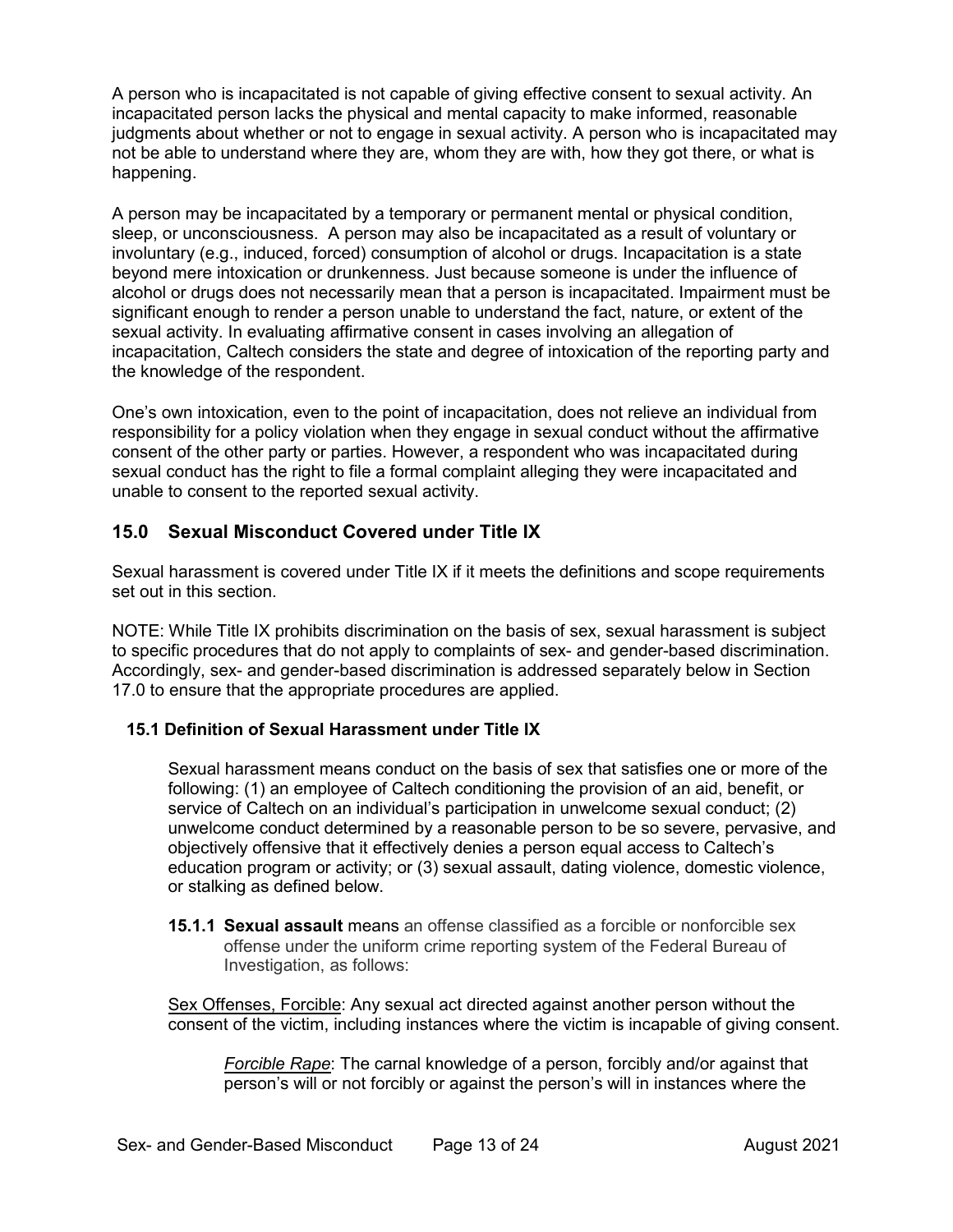A person who is incapacitated is not capable of giving effective consent to sexual activity. An incapacitated person lacks the physical and mental capacity to make informed, reasonable judgments about whether or not to engage in sexual activity. A person who is incapacitated may not be able to understand where they are, whom they are with, how they got there, or what is happening.

A person may be incapacitated by a temporary or permanent mental or physical condition, sleep, or unconsciousness. A person may also be incapacitated as a result of voluntary or involuntary (e.g., induced, forced) consumption of alcohol or drugs. Incapacitation is a state beyond mere intoxication or drunkenness. Just because someone is under the influence of alcohol or drugs does not necessarily mean that a person is incapacitated. Impairment must be significant enough to render a person unable to understand the fact, nature, or extent of the sexual activity. In evaluating affirmative consent in cases involving an allegation of incapacitation, Caltech considers the state and degree of intoxication of the reporting party and the knowledge of the respondent.

One's own intoxication, even to the point of incapacitation, does not relieve an individual from responsibility for a policy violation when they engage in sexual conduct without the affirmative consent of the other party or parties. However, a respondent who was incapacitated during sexual conduct has the right to file a formal complaint alleging they were incapacitated and unable to consent to the reported sexual activity.

## 15.0 Sexual Misconduct Covered under Title IX

Sexual harassment is covered under Title IX if it meets the definitions and scope requirements set out in this section.

NOTE: While Title IX prohibits discrimination on the basis of sex, sexual harassment is subject to specific procedures that do not apply to complaints of sex- and gender-based discrimination. Accordingly, sex- and gender-based discrimination is addressed separately below in Section 17.0 to ensure that the appropriate procedures are applied.

### 15.1 Definition of Sexual Harassment under Title IX

Sexual harassment means conduct on the basis of sex that satisfies one or more of the following: (1) an employee of Caltech conditioning the provision of an aid, benefit, or service of Caltech on an individual's participation in unwelcome sexual conduct; (2) unwelcome conduct determined by a reasonable person to be so severe, pervasive, and objectively offensive that it effectively denies a person equal access to Caltech's education program or activity; or (3) sexual assault, dating violence, domestic violence, or stalking as defined below.

**15.1.1 Sexual assault** means an offense classified as a forcible or nonforcible sex offense under the uniform crime reporting system of the Federal Bureau of Investigation, as follows:

<u>Sex Offenses, Forcible</u>: Any sexual act directed against another person without the consent of the victim, including instances where the victim is incapable of giving consent.

*<u>Forcible Rape</u>*: The carnal knowledge of a person, forcibly and/or against that person's will or not forcibly or against the person's will in instances where the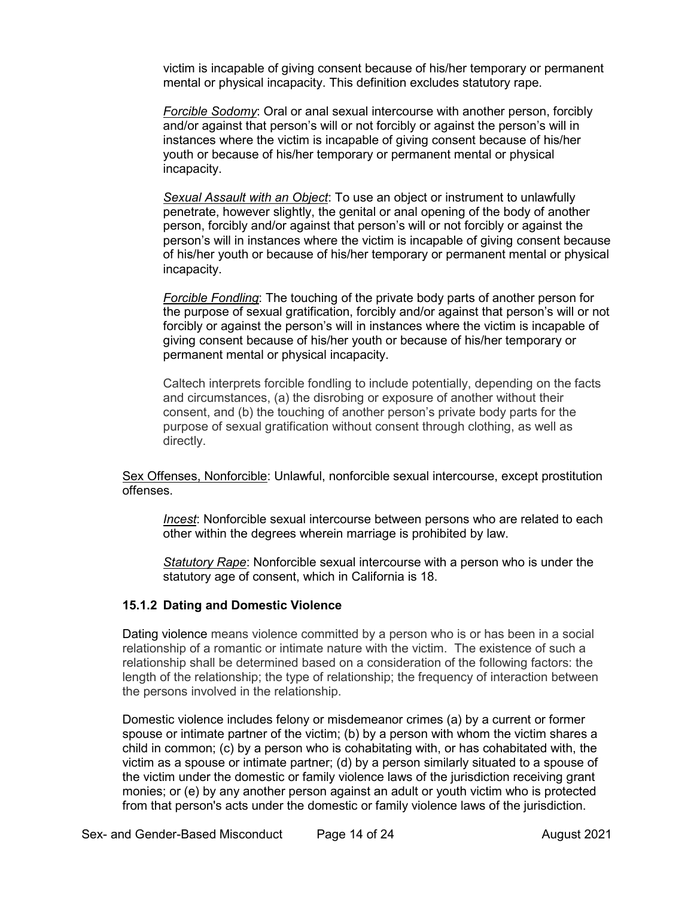victim is incapable of giving consent because of his/her temporary or permanent mental or physical incapacity. This definition excludes statutory rape.

*Forcible Sodomy*: Oral or anal sexual intercourse with another person, forcibly and/or against that person's will or not forcibly or against the person's will in instances where the victim is incapable of giving consent because of his/her youth or because of his/her temporary or permanent mental or physical incapacity.

*Sexual Assault with an Object*: To use an object or instrument to unlawfully penetrate, however slightly, the genital or anal opening of the body of another person, forcibly and/or against that person's will or not forcibly or against the person's will in instances where the victim is incapable of giving consent because of his/her youth or because of his/her temporary or permanent mental or physical incapacity.

*Forcible Fondling*: The touching of the private body parts of another person for the purpose of sexual gratification, forcibly and/or against that person's will or not forcibly or against the person's will in instances where the victim is incapable of giving consent because of his/her youth or because of his/her temporary or permanent mental or physical incapacity.

Caltech interprets forcible fondling to include potentially, depending on the facts and circumstances, (a) the disrobing or exposure of another without their consent, and (b) the touching of another person's private body parts for the purpose of sexual gratification without consent through clothing, as well as directly.

Sex Offenses, Nonforcible: Unlawful, nonforcible sexual intercourse, except prostitution offenses.

*Incest*: Nonforcible sexual intercourse between persons who are related to each other within the degrees wherein marriage is prohibited by law.

*Statutory Rape*: Nonforcible sexual intercourse with a person who is under the statutory age of consent, which in California is 18.

### 15.1.2 Dating and Domestic Violence

Dating violence means violence committed by a person who is or has been in a social relationship of a romantic or intimate nature with the victim. The existence of such a relationship shall be determined based on a consideration of the following factors: the length of the relationship; the type of relationship; the frequency of interaction between the persons involved in the relationship.

Domestic violence includes felony or misdemeanor crimes (a) by a current or former spouse or intimate partner of the victim; (b) by a person with whom the victim shares a child in common; (c) by a person who is cohabitating with, or has cohabitated with, the victim as a spouse or intimate partner; (d) by a person similarly situated to a spouse of the victim under the domestic or family violence laws of the jurisdiction receiving grant monies; or (e) by any another person against an adult or youth victim who is protected from that person's acts under the domestic or family violence laws of the jurisdiction.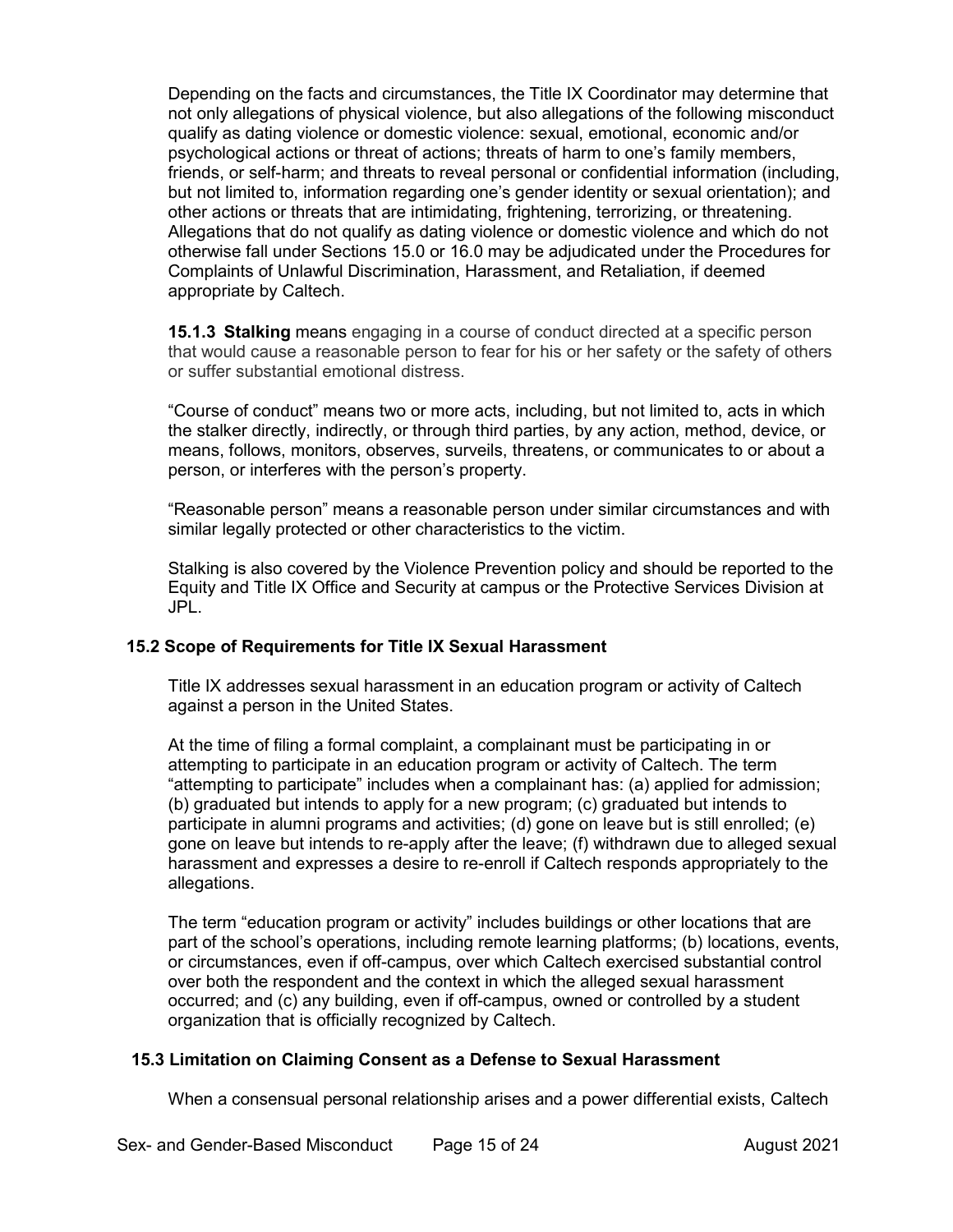Depending on the facts and circumstances, the Title IX Coordinator may determine that not only allegations of physical violence, but also allegations of the following misconduct qualify as dating violence or domestic violence: sexual, emotional, economic and/or psychological actions or threat of actions; threats of harm to one's family members, friends, or self-harm; and threats to reveal personal or confidential information (including, but not limited to, information regarding one's gender identity or sexual orientation); and other actions or threats that are intimidating, frightening, terrorizing, or threatening. Allegations that do not qualify as dating violence or domestic violence and which do not otherwise fall under Sections 15.0 or 16.0 may be adjudicated under the Procedures for Complaints of Unlawful Discrimination, Harassment, and Retaliation, if deemed appropriate by Caltech.

**15.1.3 Stalking** means engaging in a course of conduct directed at a specific person that would cause a reasonable person to fear for his or her safety or the safety of others or suffer substantial emotional distress.

"Course of conduct" means two or more acts, including, but not limited to, acts in which the stalker directly, indirectly, or through third parties, by any action, method, device, or means, follows, monitors, observes, surveils, threatens, or communicates to or about a person, or interferes with the person's property.

"Reasonable person" means a reasonable person under similar circumstances and with similar legally protected or other characteristics to the victim.

Stalking is also covered by the Violence Prevention policy and should be reported to the Equity and Title IX Office and Security at campus or the Protective Services Division at JPL.

### 15.2 Scope of Requirements for Title IX Sexual Harassment

Title IX addresses sexual harassment in an education program or activity of Caltech against a person in the United States.

At the time of filing a formal complaint, a complainant must be participating in or attempting to participate in an education program or activity of Caltech. The term "attempting to participate" includes when a complainant has: (a) applied for admission; (b) graduated but intends to apply for a new program; (c) graduated but intends to participate in alumni programs and activities; (d) gone on leave but is still enrolled; (e) gone on leave but intends to re-apply after the leave; (f) withdrawn due to alleged sexual harassment and expresses a desire to re-enroll if Caltech responds appropriately to the allegations.

The term "education program or activity" includes buildings or other locations that are part of the school's operations, including remote learning platforms; (b) locations, events, or circumstances, even if off-campus, over which Caltech exercised substantial control over both the respondent and the context in which the alleged sexual harassment occurred; and (c) any building, even if off-campus, owned or controlled by a student organization that is officially recognized by Caltech.

### 15.3 Limitation on Claiming Consent as a Defense to Sexual Harassment

When a consensual personal relationship arises and a power differential exists, Caltech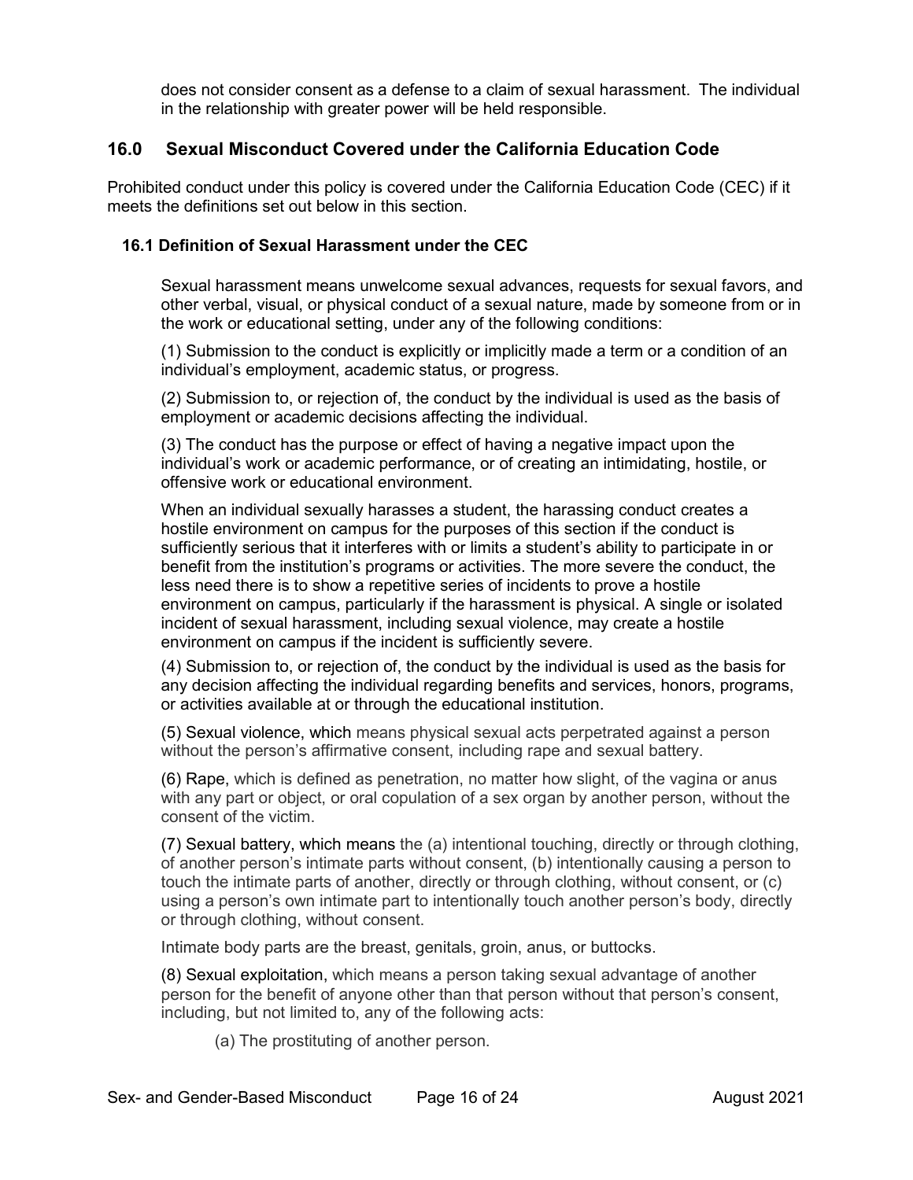does not consider consent as a defense to a claim of sexual harassment. The individual in the relationship with greater power will be held responsible.

## 16.0 Sexual Misconduct Covered under the California Education Code

Prohibited conduct under this policy is covered under the California Education Code (CEC) if it meets the definitions set out below in this section.

### 16.1 Definition of Sexual Harassment under the CEC

Sexual harassment means unwelcome sexual advances, requests for sexual favors, and other verbal, visual, or physical conduct of a sexual nature, made by someone from or in the work or educational setting, under any of the following conditions:

(1) Submission to the conduct is explicitly or implicitly made a term or a condition of an individual's employment, academic status, or progress.

(2) Submission to, or rejection of, the conduct by the individual is used as the basis of employment or academic decisions affecting the individual.

(3) The conduct has the purpose or effect of having a negative impact upon the individual's work or academic performance, or of creating an intimidating, hostile, or offensive work or educational environment.

When an individual sexually harasses a student, the harassing conduct creates a hostile environment on campus for the purposes of this section if the conduct is sufficiently serious that it interferes with or limits a student's ability to participate in or benefit from the institution's programs or activities. The more severe the conduct, the less need there is to show a repetitive series of incidents to prove a hostile environment on campus, particularly if the harassment is physical. A single or isolated incident of sexual harassment, including sexual violence, may create a hostile environment on campus if the incident is sufficiently severe.

(4) Submission to, or rejection of, the conduct by the individual is used as the basis for any decision affecting the individual regarding benefits and services, honors, programs, or activities available at or through the educational institution.

(5) Sexual violence, which means physical sexual acts perpetrated against a person without the person's affirmative consent, including rape and sexual battery.

(6) Rape, which is defined as penetration, no matter how slight, of the vagina or anus with any part or object, or oral copulation of a sex organ by another person, without the consent of the victim.

(7) Sexual battery, which means the (a) intentional touching, directly or through clothing, of another person's intimate parts without consent, (b) intentionally causing a person to touch the intimate parts of another, directly or through clothing, without consent, or (c) using a person's own intimate part to intentionally touch another person's body, directly or through clothing, without consent.

Intimate body parts are the breast, genitals, groin, anus, or buttocks.

(8) Sexual exploitation, which means a person taking sexual advantage of another person for the benefit of anyone other than that person without that person's consent, including, but not limited to, any of the following acts:

(a) The prostituting of another person.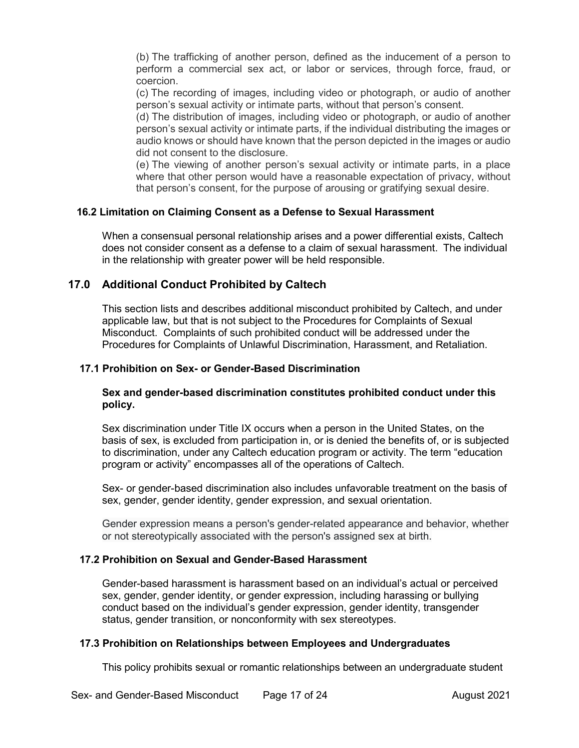(b) The trafficking of another person, defined as the inducement of a person to perform a commercial sex act, or labor or services, through force, fraud, or coercion.

(c) The recording of images, including video or photograph, or audio of another person's sexual activity or intimate parts, without that person's consent.

(d) The distribution of images, including video or photograph, or audio of another person's sexual activity or intimate parts, if the individual distributing the images or audio knows or should have known that the person depicted in the images or audio did not consent to the disclosure.

(e) The viewing of another person's sexual activity or intimate parts, in a place where that other person would have a reasonable expectation of privacy, without that person's consent, for the purpose of arousing or gratifying sexual desire.

### 16.2 Limitation on Claiming Consent as a Defense to Sexual Harassment

When a consensual personal relationship arises and a power differential exists, Caltech does not consider consent as a defense to a claim of sexual harassment. The individual in the relationship with greater power will be held responsible.

## 17.0 Additional Conduct Prohibited by Caltech

This section lists and describes additional misconduct prohibited by Caltech, and under applicable law, but that is not subject to the Procedures for Complaints of Sexual Misconduct. Complaints of such prohibited conduct will be addressed under the Procedures for Complaints of Unlawful Discrimination, Harassment, and Retaliation.

### 17.1 Prohibition on Sex- or Gender-Based Discrimination

**Sex and gender-based discrimination constitutes prohibited conduct under this policy.**

Sex discrimination under Title IX occurs when a person in the United States, on the basis of sex, is excluded from participation in, or is denied the benefits of, or is subjected to discrimination, under any Caltech education program or activity. The term "education program or activity" encompasses all of the operations of Caltech.

Sex- or gender-based discrimination also includes unfavorable treatment on the basis of sex, gender, gender identity, gender expression, and sexual orientation.

Gender expression means a person's gender-related appearance and behavior, whether or not stereotypically associated with the person's assigned sex at birth.

### 17.2 Prohibition on Sexual and Gender-Based Harassment

Gender-based harassment is harassment based on an individual's actual or perceived sex, gender, gender identity, or gender expression, including harassing or bullying conduct based on the individual's gender expression, gender identity, transgender status, gender transition, or nonconformity with sex stereotypes.

### 17.3 Prohibition on Relationships between Employees and Undergraduates

This policy prohibits sexual or romantic relationships between an undergraduate student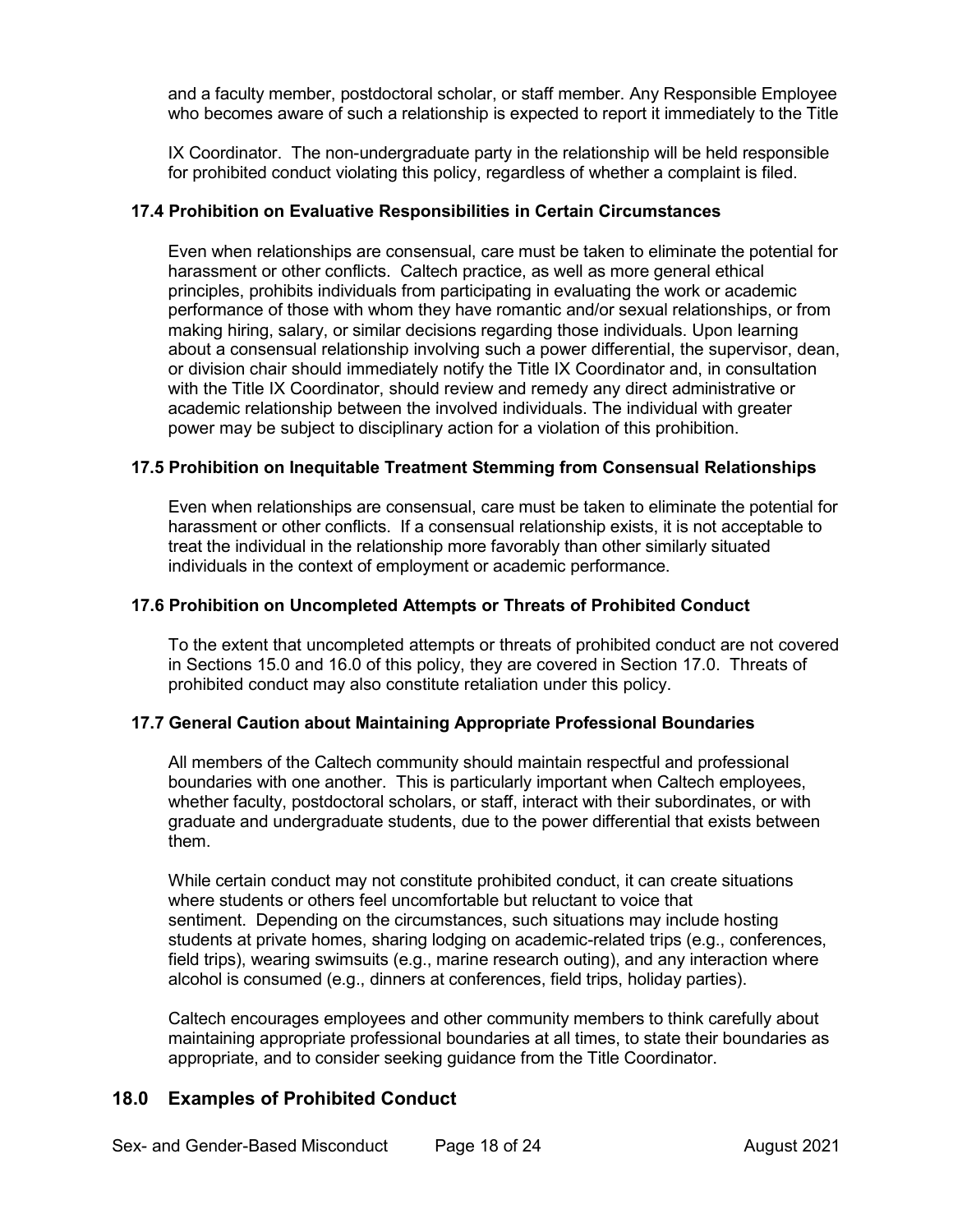and a faculty member, postdoctoral scholar, or staff member. Any Responsible Employee who becomes aware of such a relationship is expected to report it immediately to the Title IX Coordinator. The non-undergraduate party in the relationship will be held responsible for prohibited conduct violating this policy, regardless of whether a complaint is filed.

### 17.4 Prohibition on Evaluative Responsibilities in Certain Circumstances

Even when relationships are consensual, care must be taken to eliminate the potential for harassment or other conflicts. Caltech practice, as well as more general ethical principles, prohibits individuals from participating in evaluating the work or academic performance of those with whom they have romantic and/or sexual relationships, or from making hiring, salary, or similar decisions regarding those individuals. Upon learning about a consensual relationship involving such a power differential, the supervisor, dean, or division chair should immediately notify the Title IX Coordinator and, in consultation with the Title IX Coordinator, should review and remedy any direct administrative or academic relationship between the involved individuals. The individual with greater power may be subject to disciplinary action for a violation of this prohibition.

### 17.5 Prohibition on Inequitable Treatment Stemming from Consensual Relationships

Even when relationships are consensual, care must be taken to eliminate the potential for harassment or other conflicts. If a consensual relationship exists, it is not acceptable to treat the individual in the relationship more favorably than other similarly situated individuals in the context of employment or academic performance.

### 17.6 Prohibition on Uncompleted Attempts or Threats of Prohibited Conduct

To the extent that uncompleted attempts or threats of prohibited conduct are not covered in Sections 15.0 and 16.0 of this policy, they are covered in Section 17.0. Threats of prohibited conduct may also constitute retaliation under this policy.

### 17.7 General Caution about Maintaining Appropriate Professional Boundaries

All members of the Caltech community should maintain respectful and professional boundaries with one another. This is particularly important when Caltech employees, whether faculty, postdoctoral scholars, or staff, interact with their subordinates, or with graduate and undergraduate students, due to the power differential that exists between them.

While certain conduct may not constitute prohibited conduct, it can create situations where students or others feel uncomfortable but reluctant to voice that sentiment. Depending on the circumstances, such situations may include hosting students at private homes, sharing lodging on academic-related trips (e.g., conferences, field trips), wearing swimsuits (e.g., marine research outing), and any interaction where alcohol is consumed (e.g., dinners at conferences, field trips, holiday parties).

Caltech encourages employees and other community members to think carefully about maintaining appropriate professional boundaries at all times, to state their boundaries as appropriate, and to consider seeking guidance from the Title Coordinator.

## 18.0 Examples of Prohibited Conduct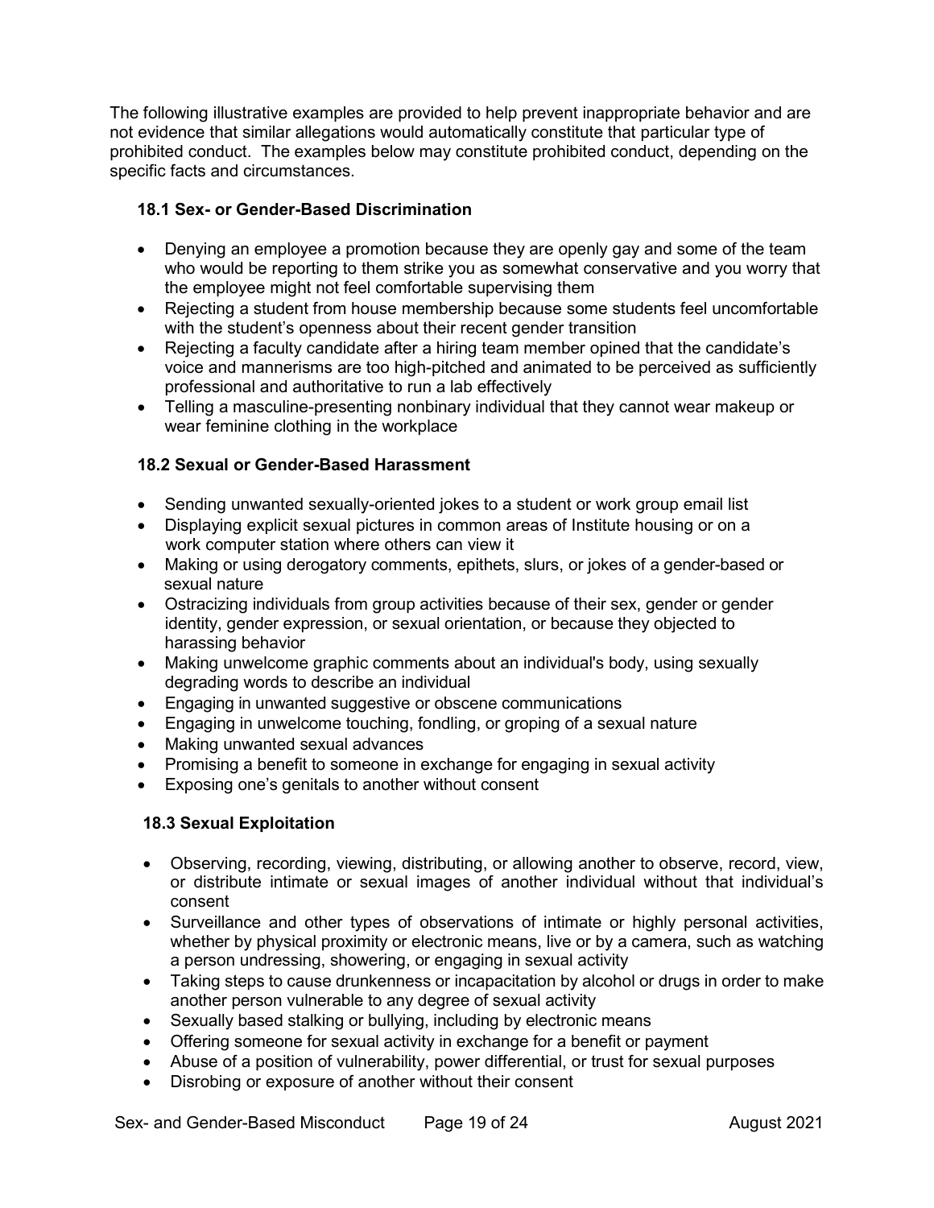The following illustrative examples are provided to help prevent inappropriate behavior and are not evidence that similar allegations would automatically constitute that particular type of prohibited conduct. The examples below may constitute prohibited conduct, depending on the specific facts and circumstances.

### 18.1 Sex- or Gender-Based Discrimination

- Denying an employee a promotion because they are openly gay and some of the team who would be reporting to them strike you as somewhat conservative and you worry that the employee might not feel comfortable supervising them
- Rejecting a student from house membership because some students feel uncomfortable with the student's openness about their recent gender transition
- Rejecting a faculty candidate after a hiring team member opined that the candidate's voice and mannerisms are too high-pitched and animated to be perceived as sufficiently professional and authoritative to run a lab effectively
- Telling a masculine-presenting nonbinary individual that they cannot wear makeup or wear feminine clothing in the workplace

### 18.2 Sexual or Gender-Based Harassment

- Sending unwanted sexually-oriented jokes to a student or work group email list
- Displaying explicit sexual pictures in common areas of Institute housing or on a work computer station where others can view it
- Making or using derogatory comments, epithets, slurs, or jokes of a gender-based or sexual nature
- Ostracizing individuals from group activities because of their sex, gender or gender identity, gender expression, or sexual orientation, or because they objected to harassing behavior
- Making unwelcome graphic comments about an individual's body, using sexually degrading words to describe an individual
- Engaging in unwanted suggestive or obscene communications
- Engaging in unwelcome touching, fondling, or groping of a sexual nature
- Making unwanted sexual advances
- Promising a benefit to someone in exchange for engaging in sexual activity
- Exposing one's genitals to another without consent

### 18.3 Sexual Exploitation

- Observing, recording, viewing, distributing, or allowing another to observe, record, view, or distribute intimate or sexual images of another individual without that individual's consent
- Surveillance and other types of observations of intimate or highly personal activities, whether by physical proximity or electronic means, live or by a camera, such as watching a person undressing, showering, or engaging in sexual activity
- Taking steps to cause drunkenness or incapacitation by alcohol or drugs in order to make another person vulnerable to any degree of sexual activity
- Sexually based stalking or bullying, including by electronic means
- Offering someone for sexual activity in exchange for a benefit or payment
- Abuse of a position of vulnerability, power differential, or trust for sexual purposes
- Disrobing or exposure of another without their consent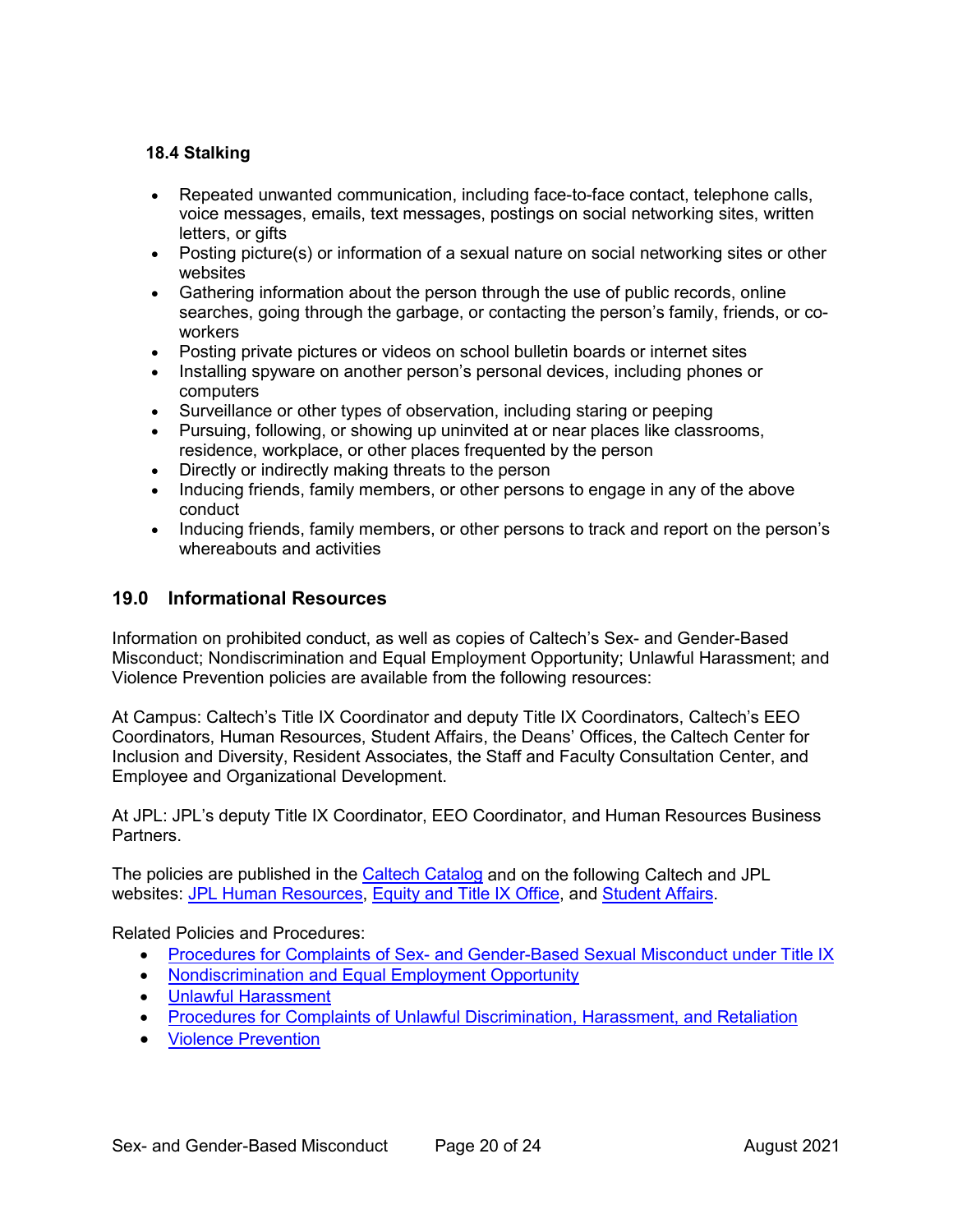### 18.4 Stalking

- Repeated unwanted communication, including face-to-face contact, telephone calls, voice messages, emails, text messages, postings on social networking sites, written letters, or gifts
- Posting picture(s) or information of a sexual nature on social networking sites or other websites
- Gathering information about the person through the use of public records, online searches, going through the garbage, or contacting the person's family, friends, or co-workers
- Posting private pictures or videos on school bulletin boards or internet sites
- Installing spyware on another person's personal devices, including phones or computers
- Surveillance or other types of observation, including staring or peeping
- Pursuing, following, or showing up uninvited at or near places like classrooms, residence, workplace, or other places frequented by the person
- Directly or indirectly making threats to the person
- Inducing friends, family members, or other persons to engage in any of the above conduct
- Inducing friends, family members, or other persons to track and report on the person's whereabouts and activities

## 19.0 Informational Resources

Information on prohibited conduct, as well as copies of Caltech's Sex- and Gender-Based Misconduct; Nondiscrimination and Equal Employment Opportunity; Unlawful Harassment; and Violence Prevention policies are available from the following resources:

At Campus: Caltech's Title IX Coordinator and deputy Title IX Coordinators, Caltech's EEO Coordinators, Human Resources, Student Affairs, the Deans' Offices, the Caltech Center for Inclusion and Diversity, Resident Associates, the Staff and Faculty Consultation Center, and Employee and Organizational Development.

At JPL: JPL's deputy Title IX Coordinator, EEO Coordinator, and Human Resources Business Partners.

The policies are published in the Caltech Catalog and on the following Caltech and JPL websites: JPL Human Resources, Equity and Title IX Office, and Student Affairs.

Related Policies and Procedures:

- Procedures for Complaints of Sex- and Gender-Based Sexual Misconduct under Title IX
- Nondiscrimination and Equal Employment Opportunity
- Unlawful Harassment
- Procedures for Complaints of Unlawful Discrimination, Harassment, and Retaliation
- Violence Prevention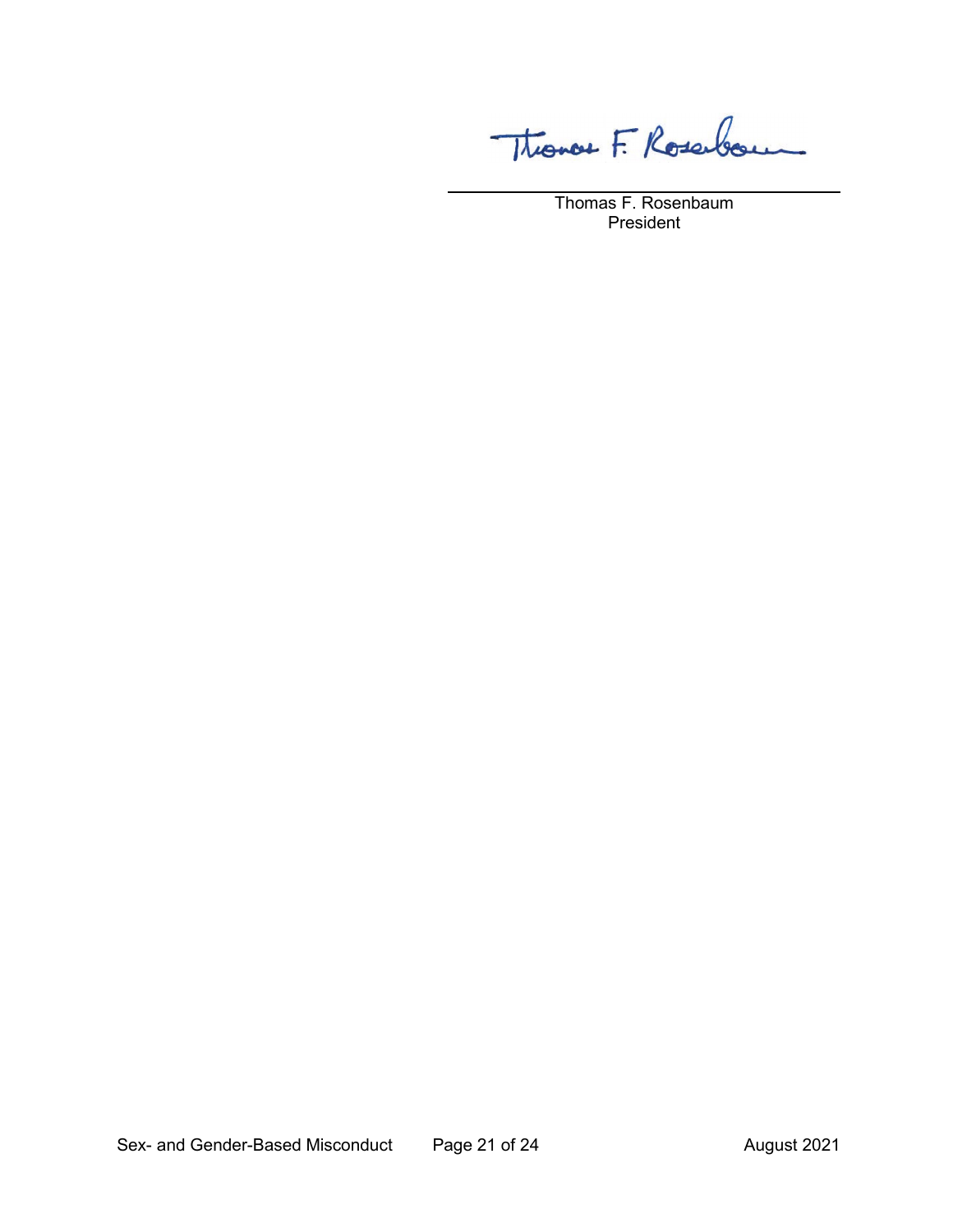Thomas F. Rosenbaum
President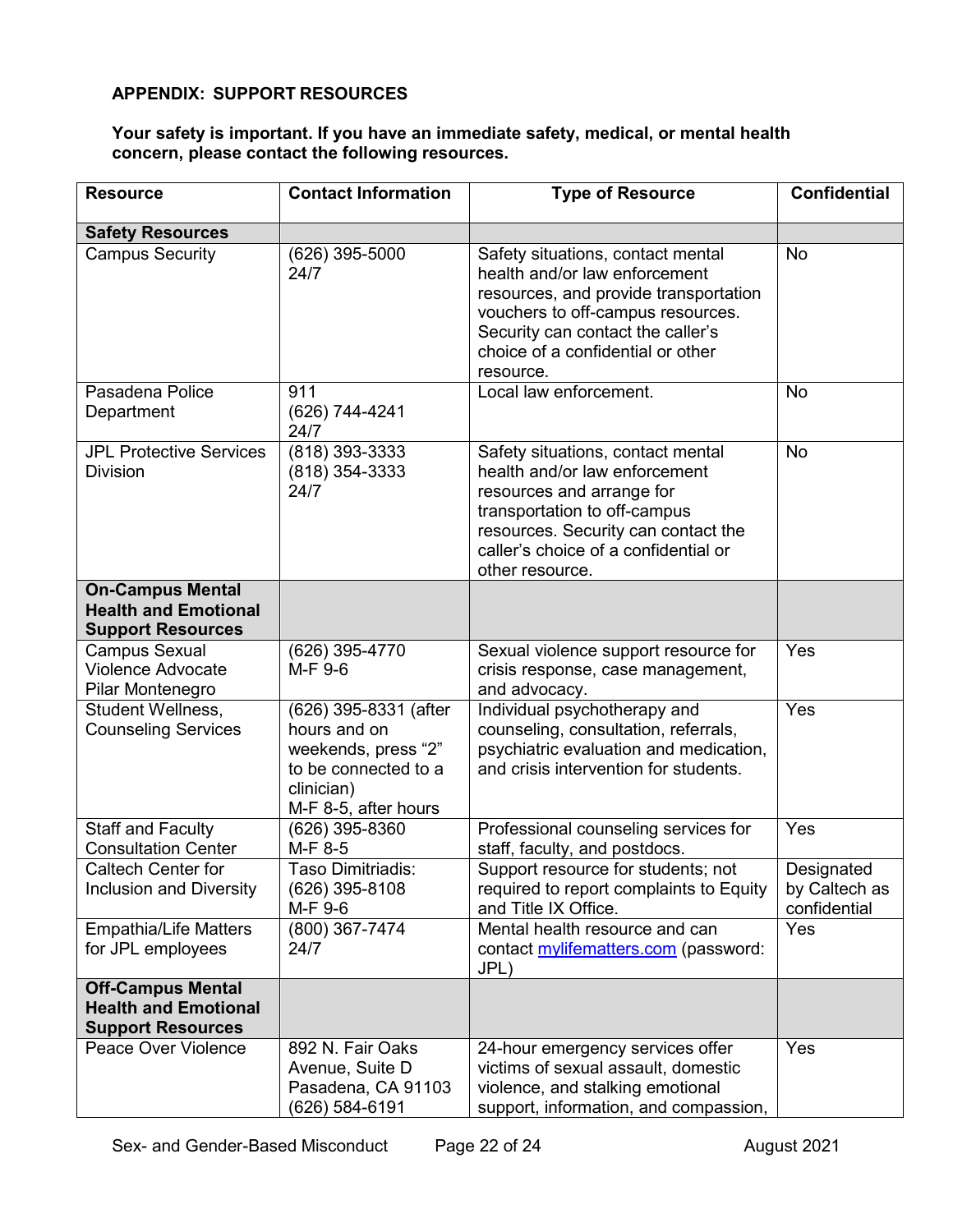## APPENDIX: SUPPORT RESOURCES

**Your safety is important. If you have an immediate safety, medical, or mental health concern, please contact the following resources.**

| Resource | Contact Information | Type of Resource | Confidential |
|---|---|---|---|
| **Safety Resources** | | | |
| Campus Security | (626) 395-5000<br>24/7 | Safety situations, contact mental health and/or law enforcement resources, and provide transportation vouchers to off-campus resources. Security can contact the caller's choice of a confidential or other resource. | No |
| Pasadena Police Department | 911<br>(626) 744-4241<br>24/7 | Local law enforcement. | No |
| JPL Protective Services Division | (818) 393-3333<br>(818) 354-3333<br>24/7 | Safety situations, contact mental health and/or law enforcement resources and arrange for transportation to off-campus resources. Security can contact the caller's choice of a confidential or other resource. | No |
| **On-Campus Mental Health and Emotional Support Resources** | | | |
| Campus Sexual Violence Advocate Pilar Montenegro | (626) 395-4770<br>M-F 9-6 | Sexual violence support resource for crisis response, case management, and advocacy. | Yes |
| Student Wellness, Counseling Services | (626) 395-8331 (after hours and on weekends, press "2" to be connected to a clinician)<br>M-F 8-5, after hours | Individual psychotherapy and counseling, consultation, referrals, psychiatric evaluation and medication, and crisis intervention for students. | Yes |
| Staff and Faculty Consultation Center | (626) 395-8360<br>M-F 8-5 | Professional counseling services for staff, faculty, and postdocs. | Yes |
| Caltech Center for Inclusion and Diversity | Taso Dimitriadis:<br>(626) 395-8108<br>M-F 9-6 | Support resource for students; not required to report complaints to Equity and Title IX Office. | Designated by Caltech as confidential |
| Empathia/Life Matters for JPL employees | (800) 367-7474<br>24/7 | Mental health resource and can contact mylifematters.com (password: JPL) | Yes |
| **Off-Campus Mental Health and Emotional Support Resources** | | | |
| Peace Over Violence | 892 N. Fair Oaks Avenue, Suite D<br>Pasadena, CA 91103<br>(626) 584-6191 | 24-hour emergency services offer victims of sexual assault, domestic violence, and stalking emotional support, information, and compassion, | Yes |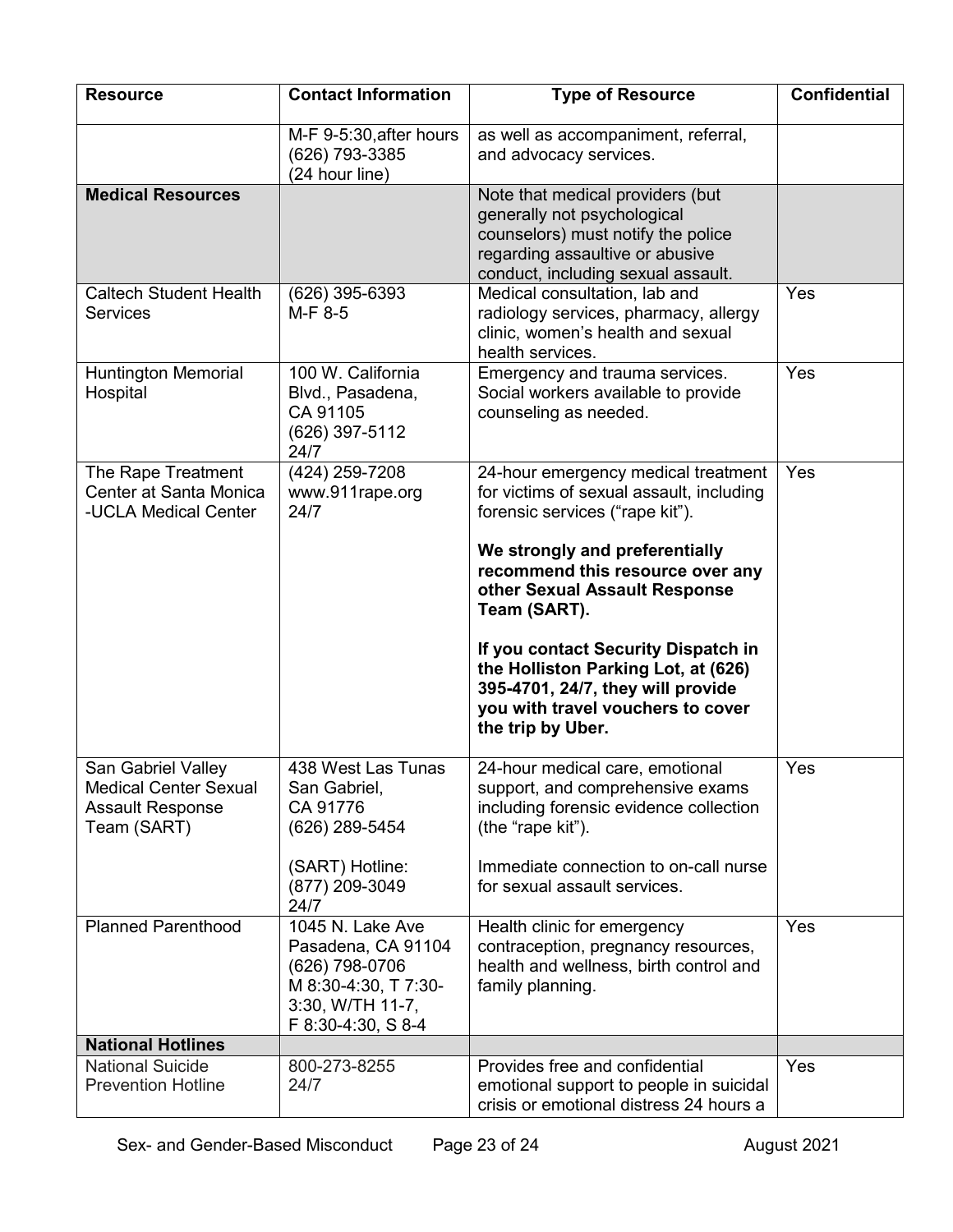| Resource | Contact Information | Type of Resource | Confidential |
|---|---|---|---|
| | M-F 9-5:30,after hours (626) 793-3385 (24 hour line) | as well as accompaniment, referral, and advocacy services. | |
| **Medical Resources** | | Note that medical providers (but generally not psychological counselors) must notify the police regarding assaultive or abusive conduct, including sexual assault. | |
| Caltech Student Health Services | (626) 395-6393 M-F 8-5 | Medical consultation, lab and radiology services, pharmacy, allergy clinic, women's health and sexual health services. | Yes |
| Huntington Memorial Hospital | 100 W. California Blvd., Pasadena, CA 91105 (626) 397-5112 24/7 | Emergency and trauma services. Social workers available to provide counseling as needed. | Yes |
| The Rape Treatment Center at Santa Monica -UCLA Medical Center | (424) 259-7208 www.911rape.org 24/7 | 24-hour emergency medical treatment for victims of sexual assault, including forensic services ("rape kit"). **We strongly and preferentially recommend this resource over any other Sexual Assault Response Team (SART).** **If you contact Security Dispatch in the Holliston Parking Lot, at (626) 395-4701, 24/7, they will provide you with travel vouchers to cover the trip by Uber.** | Yes |
| San Gabriel Valley Medical Center Sexual Assault Response Team (SART) | 438 West Las Tunas San Gabriel, CA 91776 (626) 289-5454 (SART) Hotline: (877) 209-3049 24/7 | 24-hour medical care, emotional support, and comprehensive exams including forensic evidence collection (the "rape kit"). Immediate connection to on-call nurse for sexual assault services. | Yes |
| Planned Parenthood | 1045 N. Lake Ave Pasadena, CA 91104 (626) 798-0706 M 8:30-4:30, T 7:30-3:30, W/TH 11-7, F 8:30-4:30, S 8-4 | Health clinic for emergency contraception, pregnancy resources, health and wellness, birth control and family planning. | Yes |
| **National Hotlines** | | | |
| National Suicide Prevention Hotline | 800-273-8255 24/7 | Provides free and confidential emotional support to people in suicidal crisis or emotional distress 24 hours a | Yes |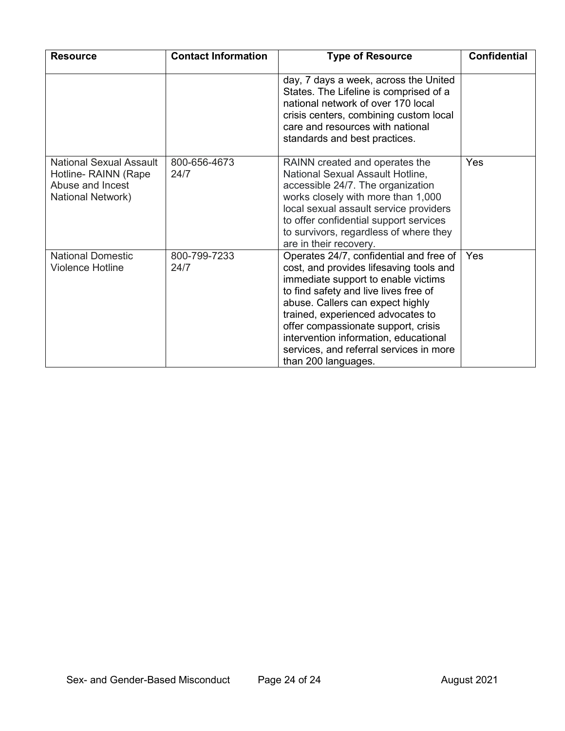| Resource | Contact Information | Type of Resource | Confidential |
|---|---|---|---|
| | | day, 7 days a week, across the United States. The Lifeline is comprised of a national network of over 170 local crisis centers, combining custom local care and resources with national standards and best practices. | |
| National Sexual Assault Hotline- RAINN (Rape Abuse and Incest National Network) | 800-656-4673 24/7 | RAINN created and operates the National Sexual Assault Hotline, accessible 24/7. The organization works closely with more than 1,000 local sexual assault service providers to offer confidential support services to survivors, regardless of where they are in their recovery. | Yes |
| National Domestic Violence Hotline | 800-799-7233 24/7 | Operates 24/7, confidential and free of cost, and provides lifesaving tools and immediate support to enable victims to find safety and live lives free of abuse. Callers can expect highly trained, experienced advocates to offer compassionate support, crisis intervention information, educational services, and referral services in more than 200 languages. | Yes |